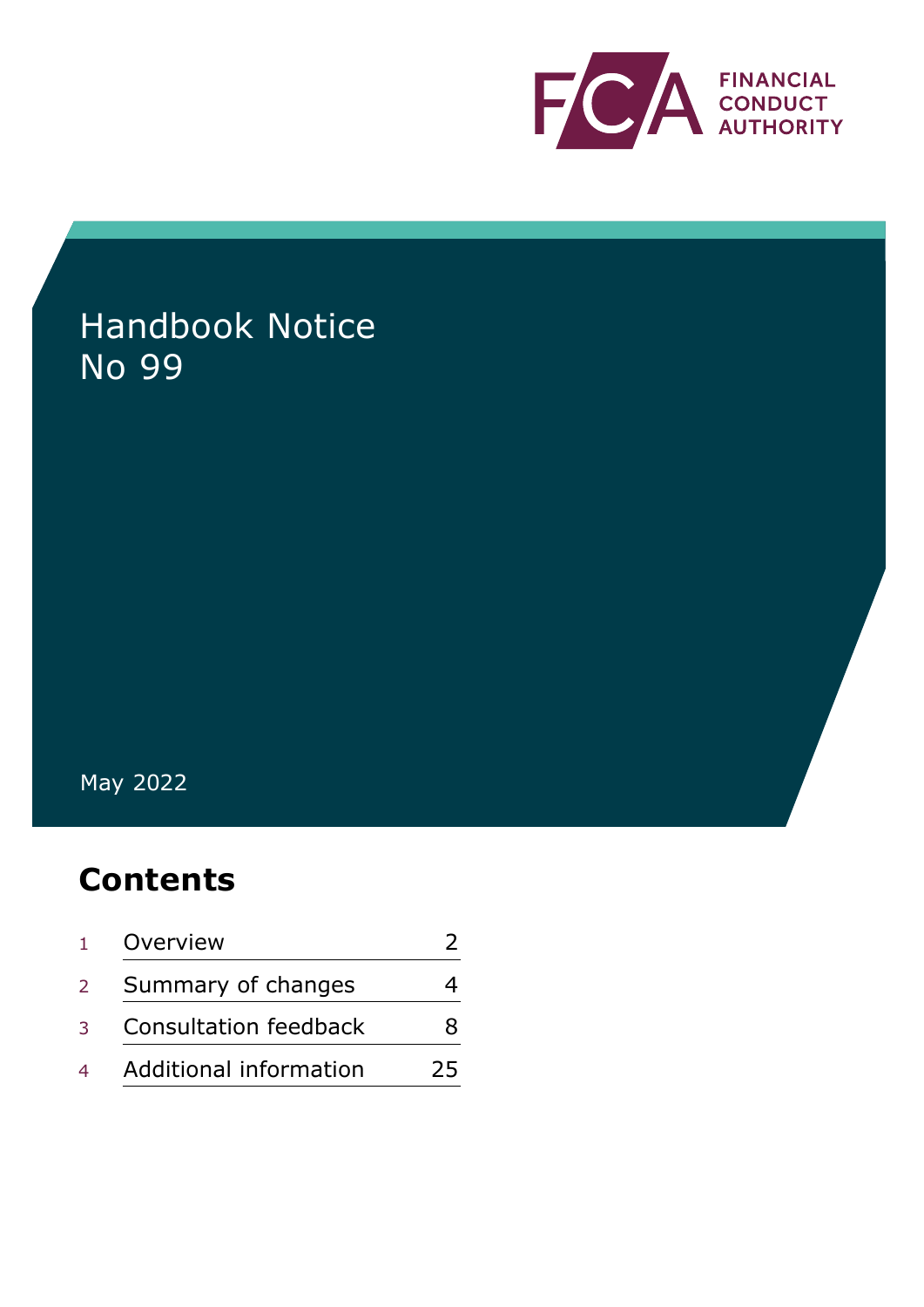FINANCIAL CONDUCT AUTHORITY

# Handbook Notice No 99

May 2022

## Contents

| | | |
|---|---|---|
| 1 | Overview | 2 |
| 2 | Summary of changes | 4 |
| 3 | Consultation feedback | 8 |
| 4 | Additional information | 25 |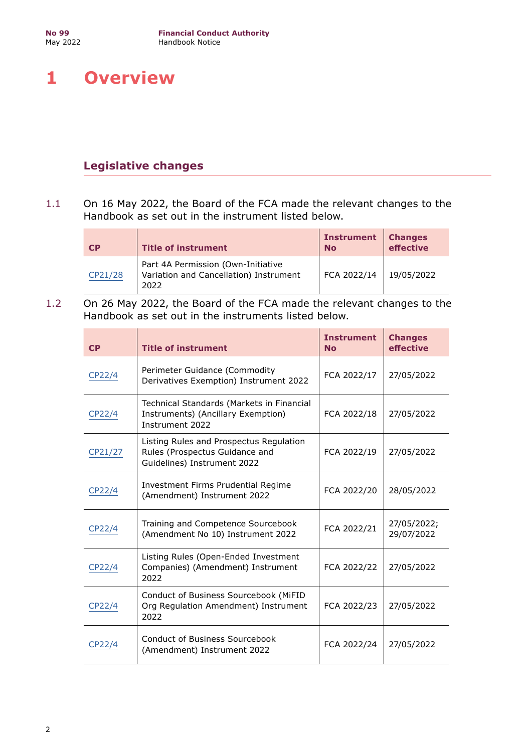# 1 Overview

## Legislative changes

1.1 On 16 May 2022, the Board of the FCA made the relevant changes to the Handbook as set out in the instrument listed below.

| CP | Title of instrument | Instrument No | Changes effective |
|---|---|---|---|
| CP21/28 | Part 4A Permission (Own-Initiative Variation and Cancellation) Instrument 2022 | FCA 2022/14 | 19/05/2022 |

1.2 On 26 May 2022, the Board of the FCA made the relevant changes to the Handbook as set out in the instruments listed below.

| CP | Title of instrument | Instrument No | Changes effective |
|---|---|---|---|
| CP22/4 | Perimeter Guidance (Commodity Derivatives Exemption) Instrument 2022 | FCA 2022/17 | 27/05/2022 |
| CP22/4 | Technical Standards (Markets in Financial Instruments) (Ancillary Exemption) Instrument 2022 | FCA 2022/18 | 27/05/2022 |
| CP21/27 | Listing Rules and Prospectus Regulation Rules (Prospectus Guidance and Guidelines) Instrument 2022 | FCA 2022/19 | 27/05/2022 |
| CP22/4 | Investment Firms Prudential Regime (Amendment) Instrument 2022 | FCA 2022/20 | 28/05/2022 |
| CP22/4 | Training and Competence Sourcebook (Amendment No 10) Instrument 2022 | FCA 2022/21 | 27/05/2022; 29/07/2022 |
| CP22/4 | Listing Rules (Open-Ended Investment Companies) (Amendment) Instrument 2022 | FCA 2022/22 | 27/05/2022 |
| CP22/4 | Conduct of Business Sourcebook (MiFID Org Regulation Amendment) Instrument 2022 | FCA 2022/23 | 27/05/2022 |
| CP22/4 | Conduct of Business Sourcebook (Amendment) Instrument 2022 | FCA 2022/24 | 27/05/2022 |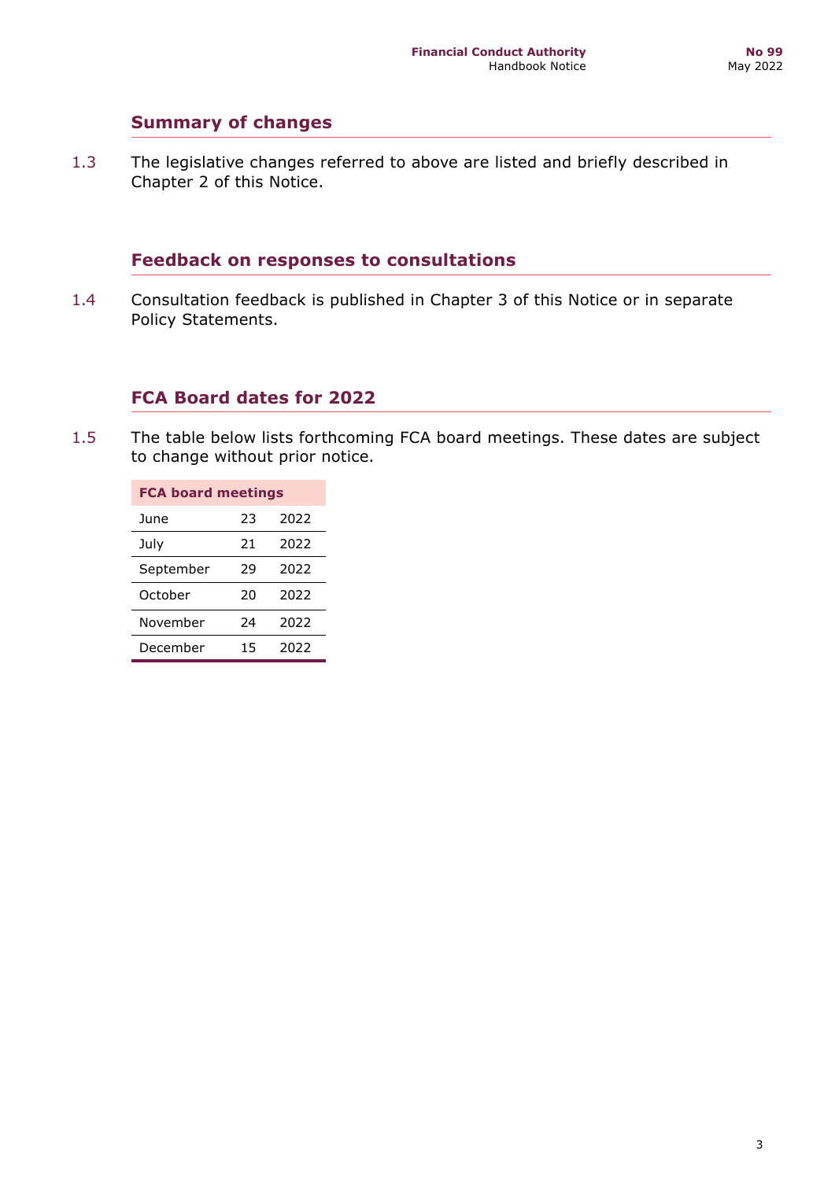## Summary of changes

1.3 The legislative changes referred to above are listed and briefly described in Chapter 2 of this Notice.

## Feedback on responses to consultations

1.4 Consultation feedback is published in Chapter 3 of this Notice or in separate Policy Statements.

## FCA Board dates for 2022

1.5 The table below lists forthcoming FCA board meetings. These dates are subject to change without prior notice.

| FCA board meetings | | |
|---|---|---|
| June | 23 | 2022 |
| July | 21 | 2022 |
| September | 29 | 2022 |
| October | 20 | 2022 |
| November | 24 | 2022 |
| December | 15 | 2022 |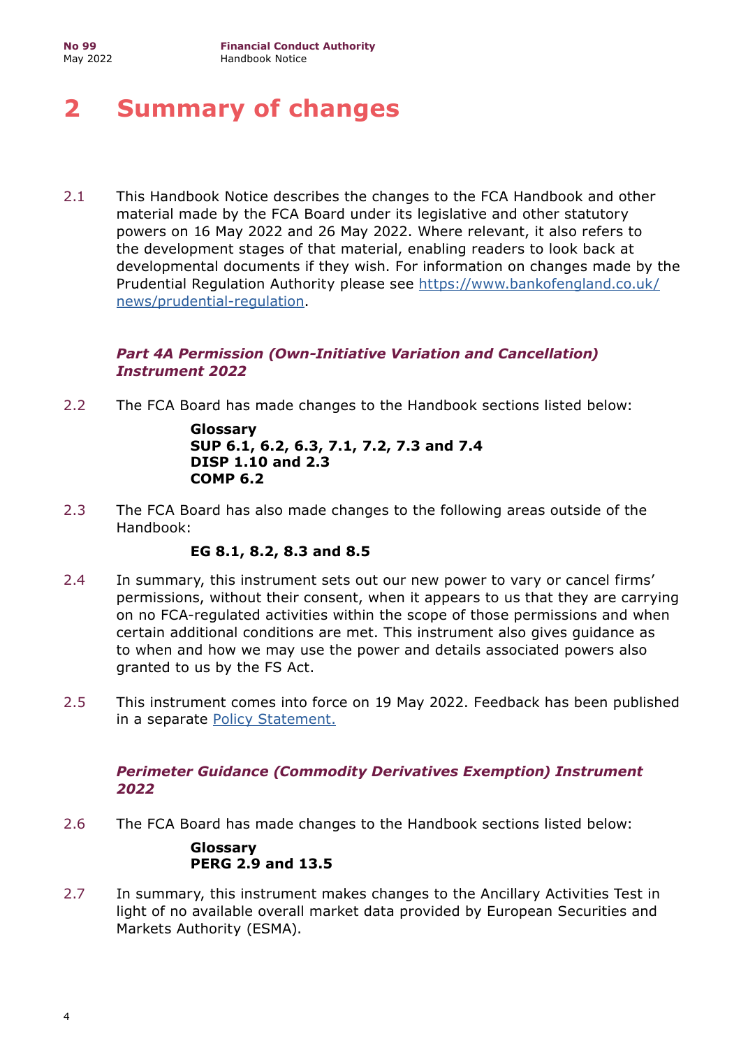# 2 Summary of changes

2.1 This Handbook Notice describes the changes to the FCA Handbook and other material made by the FCA Board under its legislative and other statutory powers on 16 May 2022 and 26 May 2022. Where relevant, it also refers to the development stages of that material, enabling readers to look back at developmental documents if they wish. For information on changes made by the Prudential Regulation Authority please see [https://www.bankofengland.co.uk/news/prudential-regulation](https://www.bankofengland.co.uk/news/prudential-regulation).

### *Part 4A Permission (Own-Initiative Variation and Cancellation) Instrument 2022*

2.2 The FCA Board has made changes to the Handbook sections listed below:

**Glossary**
**SUP 6.1, 6.2, 6.3, 7.1, 7.2, 7.3 and 7.4**
**DISP 1.10 and 2.3**
**COMP 6.2**

2.3 The FCA Board has also made changes to the following areas outside of the Handbook:

**EG 8.1, 8.2, 8.3 and 8.5**

2.4 In summary, this instrument sets out our new power to vary or cancel firms' permissions, without their consent, when it appears to us that they are carrying on no FCA-regulated activities within the scope of those permissions and when certain additional conditions are met. This instrument also gives guidance as to when and how we may use the power and details associated powers also granted to us by the FS Act.

2.5 This instrument comes into force on 19 May 2022. Feedback has been published in a separate Policy Statement.

### *Perimeter Guidance (Commodity Derivatives Exemption) Instrument 2022*

2.6 The FCA Board has made changes to the Handbook sections listed below:

**Glossary**
**PERG 2.9 and 13.5**

2.7 In summary, this instrument makes changes to the Ancillary Activities Test in light of no available overall market data provided by European Securities and Markets Authority (ESMA).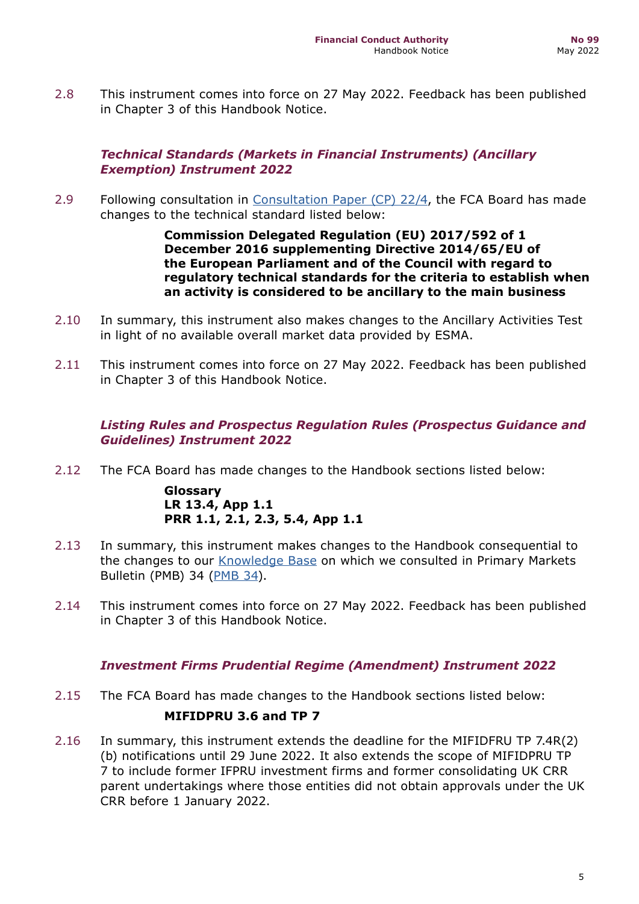2.8 This instrument comes into force on 27 May 2022. Feedback has been published in Chapter 3 of this Handbook Notice.

### *Technical Standards (Markets in Financial Instruments) (Ancillary Exemption) Instrument 2022*

2.9 Following consultation in [Consultation Paper (CP) 22/4](), the FCA Board has made changes to the technical standard listed below:

> **Commission Delegated Regulation (EU) 2017/592 of 1 December 2016 supplementing Directive 2014/65/EU of the European Parliament and of the Council with regard to regulatory technical standards for the criteria to establish when an activity is considered to be ancillary to the main business**

2.10 In summary, this instrument also makes changes to the Ancillary Activities Test in light of no available overall market data provided by ESMA.

2.11 This instrument comes into force on 27 May 2022. Feedback has been published in Chapter 3 of this Handbook Notice.

### *Listing Rules and Prospectus Regulation Rules (Prospectus Guidance and Guidelines) Instrument 2022*

2.12 The FCA Board has made changes to the Handbook sections listed below:

> **Glossary**
> **LR 13.4, App 1.1**
> **PRR 1.1, 2.1, 2.3, 5.4, App 1.1**

2.13 In summary, this instrument makes changes to the Handbook consequential to the changes to our [Knowledge Base]() on which we consulted in Primary Markets Bulletin (PMB) 34 ([PMB 34]()).

2.14 This instrument comes into force on 27 May 2022. Feedback has been published in Chapter 3 of this Handbook Notice.

### *Investment Firms Prudential Regime (Amendment) Instrument 2022*

2.15 The FCA Board has made changes to the Handbook sections listed below:

> **MIFIDPRU 3.6 and TP 7**

2.16 In summary, this instrument extends the deadline for the MIFIDFRU TP 7.4R(2)(b) notifications until 29 June 2022. It also extends the scope of MIFIDPRU TP 7 to include former IFPRU investment firms and former consolidating UK CRR parent undertakings where those entities did not obtain approvals under the UK CRR before 1 January 2022.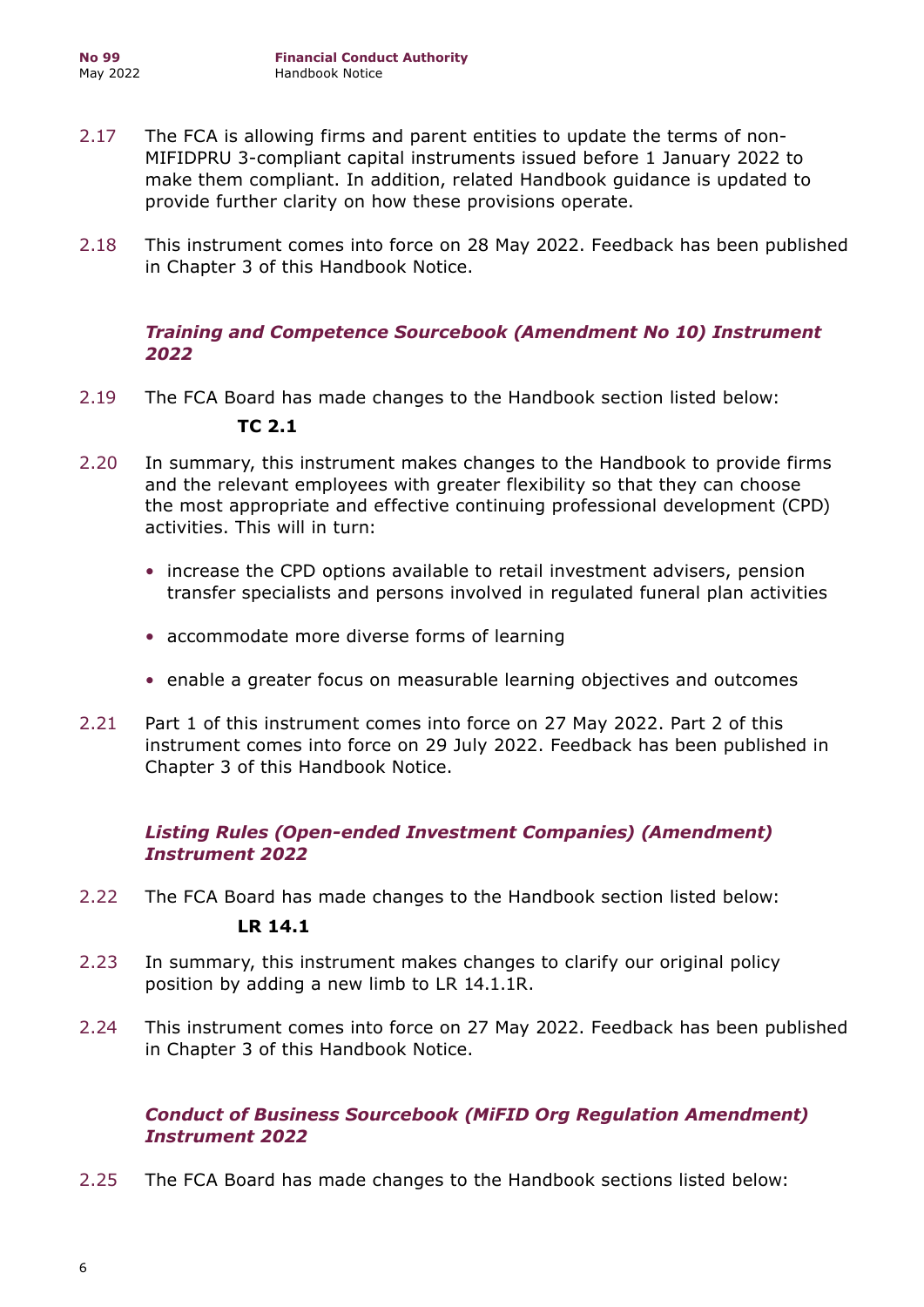2.17 The FCA is allowing firms and parent entities to update the terms of non-MIFIDPRU 3-compliant capital instruments issued before 1 January 2022 to make them compliant. In addition, related Handbook guidance is updated to provide further clarity on how these provisions operate.

2.18 This instrument comes into force on 28 May 2022. Feedback has been published in Chapter 3 of this Handbook Notice.

### *Training and Competence Sourcebook (Amendment No 10) Instrument 2022*

2.19 The FCA Board has made changes to the Handbook section listed below:

**TC 2.1**

2.20 In summary, this instrument makes changes to the Handbook to provide firms and the relevant employees with greater flexibility so that they can choose the most appropriate and effective continuing professional development (CPD) activities. This will in turn:

- increase the CPD options available to retail investment advisers, pension transfer specialists and persons involved in regulated funeral plan activities
- accommodate more diverse forms of learning
- enable a greater focus on measurable learning objectives and outcomes

2.21 Part 1 of this instrument comes into force on 27 May 2022. Part 2 of this instrument comes into force on 29 July 2022. Feedback has been published in Chapter 3 of this Handbook Notice.

### *Listing Rules (Open-ended Investment Companies) (Amendment) Instrument 2022*

2.22 The FCA Board has made changes to the Handbook section listed below:

**LR 14.1**

2.23 In summary, this instrument makes changes to clarify our original policy position by adding a new limb to LR 14.1.1R.

2.24 This instrument comes into force on 27 May 2022. Feedback has been published in Chapter 3 of this Handbook Notice.

### *Conduct of Business Sourcebook (MiFID Org Regulation Amendment) Instrument 2022*

2.25 The FCA Board has made changes to the Handbook sections listed below: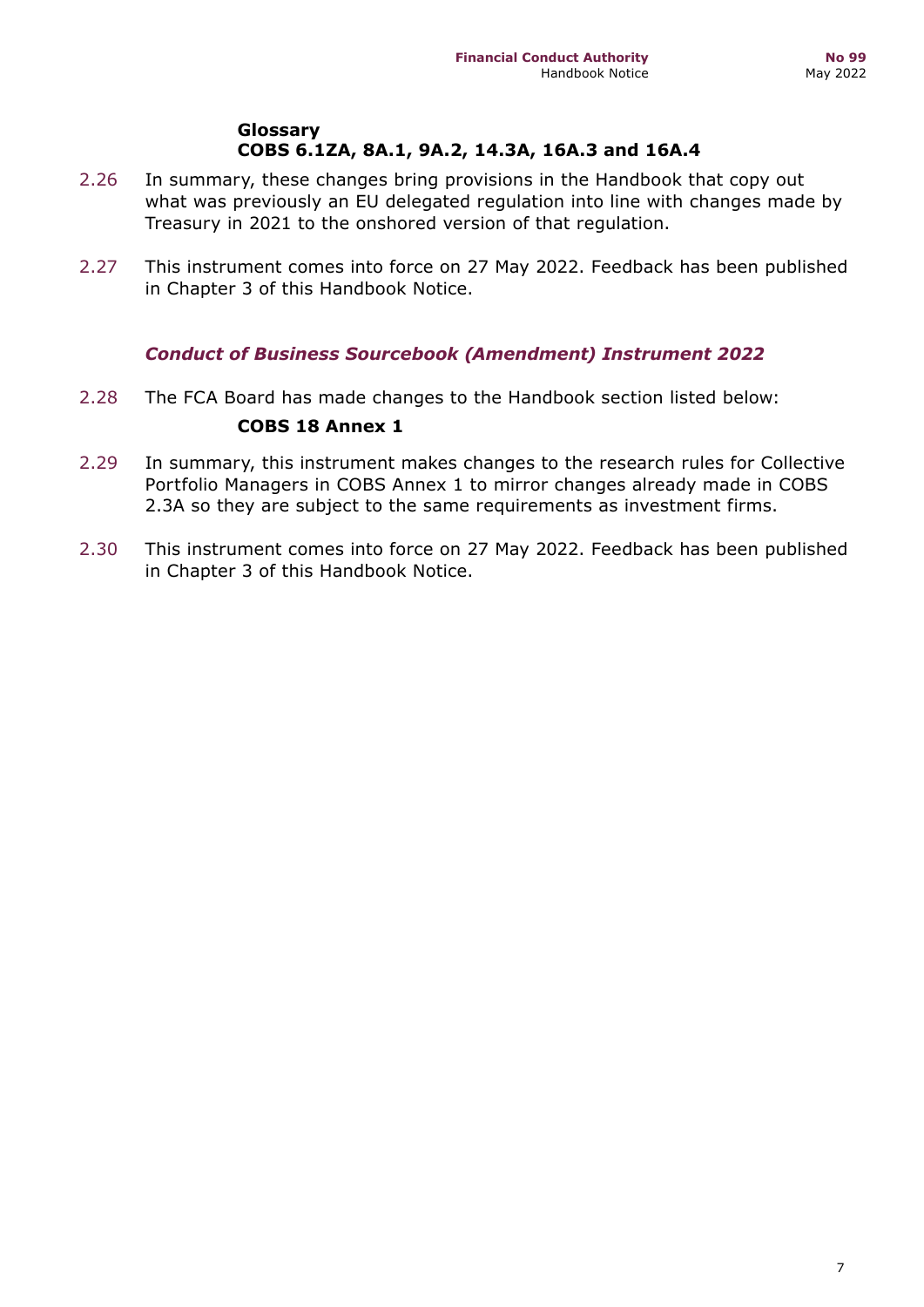**Glossary**
**COBS 6.1ZA, 8A.1, 9A.2, 14.3A, 16A.3 and 16A.4**

2.26 In summary, these changes bring provisions in the Handbook that copy out what was previously an EU delegated regulation into line with changes made by Treasury in 2021 to the onshored version of that regulation.

2.27 This instrument comes into force on 27 May 2022. Feedback has been published in Chapter 3 of this Handbook Notice.

### *Conduct of Business Sourcebook (Amendment) Instrument 2022*

2.28 The FCA Board has made changes to the Handbook section listed below:

**COBS 18 Annex 1**

2.29 In summary, this instrument makes changes to the research rules for Collective Portfolio Managers in COBS Annex 1 to mirror changes already made in COBS 2.3A so they are subject to the same requirements as investment firms.

2.30 This instrument comes into force on 27 May 2022. Feedback has been published in Chapter 3 of this Handbook Notice.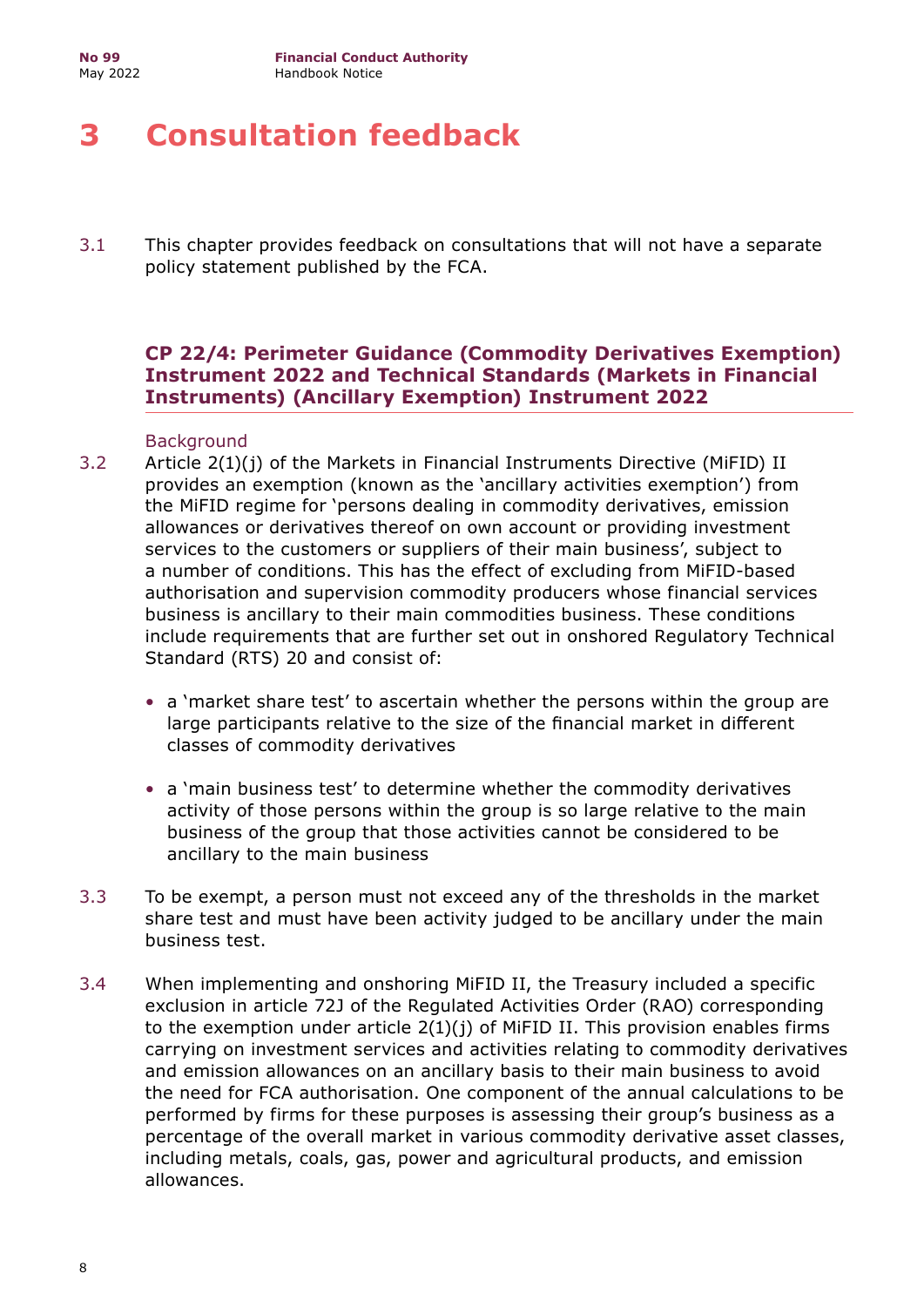# 3 Consultation feedback

3.1 This chapter provides feedback on consultations that will not have a separate policy statement published by the FCA.

## CP 22/4: Perimeter Guidance (Commodity Derivatives Exemption) Instrument 2022 and Technical Standards (Markets in Financial Instruments) (Ancillary Exemption) Instrument 2022

### Background

3.2 Article 2(1)(j) of the Markets in Financial Instruments Directive (MiFID) II provides an exemption (known as the 'ancillary activities exemption') from the MiFID regime for 'persons dealing in commodity derivatives, emission allowances or derivatives thereof on own account or providing investment services to the customers or suppliers of their main business', subject to a number of conditions. This has the effect of excluding from MiFID-based authorisation and supervision commodity producers whose financial services business is ancillary to their main commodities business. These conditions include requirements that are further set out in onshored Regulatory Technical Standard (RTS) 20 and consist of:

- a 'market share test' to ascertain whether the persons within the group are large participants relative to the size of the financial market in different classes of commodity derivatives
- a 'main business test' to determine whether the commodity derivatives activity of those persons within the group is so large relative to the main business of the group that those activities cannot be considered to be ancillary to the main business

3.3 To be exempt, a person must not exceed any of the thresholds in the market share test and must have been activity judged to be ancillary under the main business test.

3.4 When implementing and onshoring MiFID II, the Treasury included a specific exclusion in article 72J of the Regulated Activities Order (RAO) corresponding to the exemption under article 2(1)(j) of MiFID II. This provision enables firms carrying on investment services and activities relating to commodity derivatives and emission allowances on an ancillary basis to their main business to avoid the need for FCA authorisation. One component of the annual calculations to be performed by firms for these purposes is assessing their group's business as a percentage of the overall market in various commodity derivative asset classes, including metals, coals, gas, power and agricultural products, and emission allowances.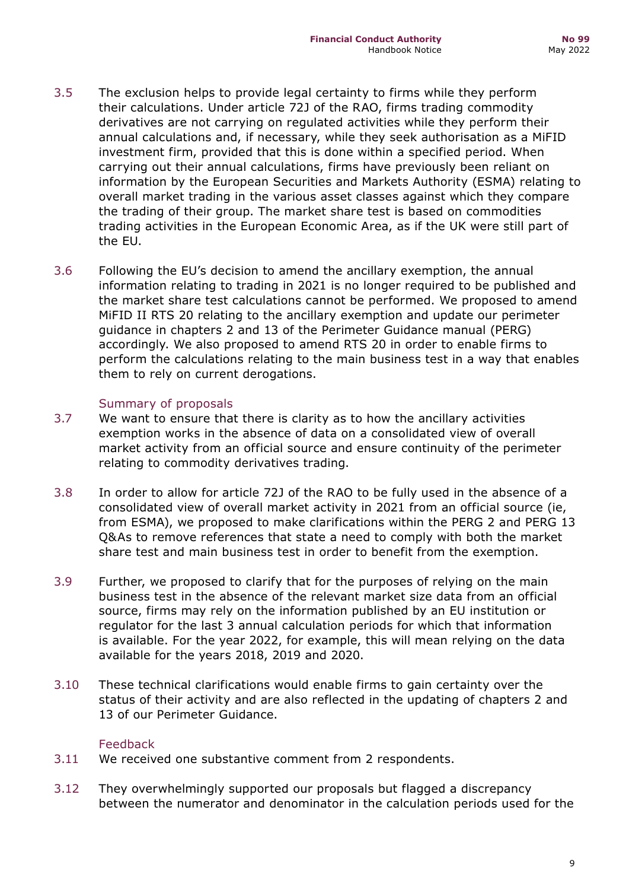3.5 The exclusion helps to provide legal certainty to firms while they perform their calculations. Under article 72J of the RAO, firms trading commodity derivatives are not carrying on regulated activities while they perform their annual calculations and, if necessary, while they seek authorisation as a MiFID investment firm, provided that this is done within a specified period. When carrying out their annual calculations, firms have previously been reliant on information by the European Securities and Markets Authority (ESMA) relating to overall market trading in the various asset classes against which they compare the trading of their group. The market share test is based on commodities trading activities in the European Economic Area, as if the UK were still part of the EU.

3.6 Following the EU's decision to amend the ancillary exemption, the annual information relating to trading in 2021 is no longer required to be published and the market share test calculations cannot be performed. We proposed to amend MiFID II RTS 20 relating to the ancillary exemption and update our perimeter guidance in chapters 2 and 13 of the Perimeter Guidance manual (PERG) accordingly. We also proposed to amend RTS 20 in order to enable firms to perform the calculations relating to the main business test in a way that enables them to rely on current derogations.

### Summary of proposals

3.7 We want to ensure that there is clarity as to how the ancillary activities exemption works in the absence of data on a consolidated view of overall market activity from an official source and ensure continuity of the perimeter relating to commodity derivatives trading.

3.8 In order to allow for article 72J of the RAO to be fully used in the absence of a consolidated view of overall market activity in 2021 from an official source (ie, from ESMA), we proposed to make clarifications within the PERG 2 and PERG 13 Q&As to remove references that state a need to comply with both the market share test and main business test in order to benefit from the exemption.

3.9 Further, we proposed to clarify that for the purposes of relying on the main business test in the absence of the relevant market size data from an official source, firms may rely on the information published by an EU institution or regulator for the last 3 annual calculation periods for which that information is available. For the year 2022, for example, this will mean relying on the data available for the years 2018, 2019 and 2020.

3.10 These technical clarifications would enable firms to gain certainty over the status of their activity and are also reflected in the updating of chapters 2 and 13 of our Perimeter Guidance.

### Feedback

3.11 We received one substantive comment from 2 respondents.

3.12 They overwhelmingly supported our proposals but flagged a discrepancy between the numerator and denominator in the calculation periods used for the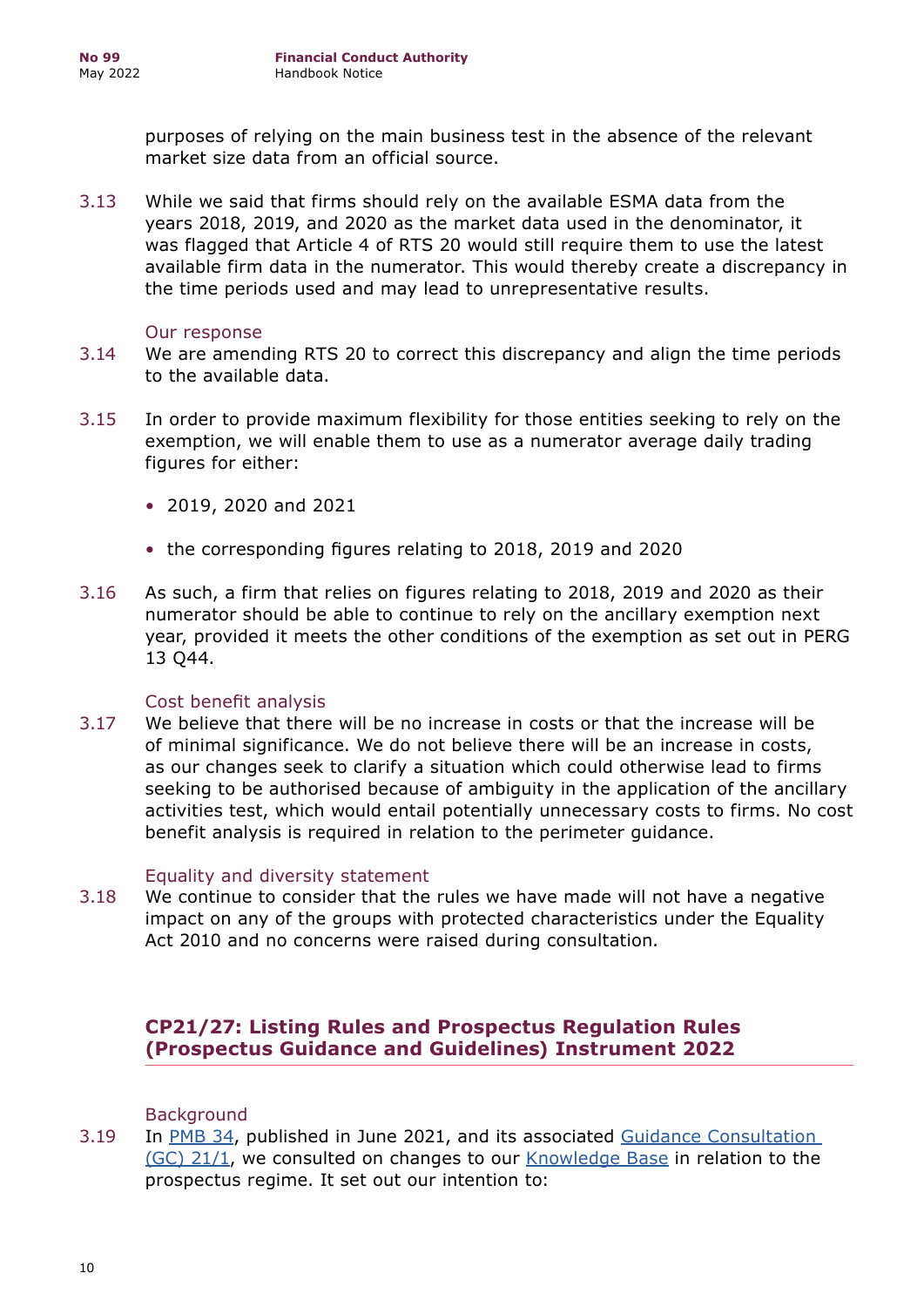purposes of relying on the main business test in the absence of the relevant market size data from an official source.

3.13 While we said that firms should rely on the available ESMA data from the years 2018, 2019, and 2020 as the market data used in the denominator, it was flagged that Article 4 of RTS 20 would still require them to use the latest available firm data in the numerator. This would thereby create a discrepancy in the time periods used and may lead to unrepresentative results.

### Our response

3.14 We are amending RTS 20 to correct this discrepancy and align the time periods to the available data.

3.15 In order to provide maximum flexibility for those entities seeking to rely on the exemption, we will enable them to use as a numerator average daily trading figures for either:

- 2019, 2020 and 2021
- the corresponding figures relating to 2018, 2019 and 2020

3.16 As such, a firm that relies on figures relating to 2018, 2019 and 2020 as their numerator should be able to continue to rely on the ancillary exemption next year, provided it meets the other conditions of the exemption as set out in PERG 13 Q44.

### Cost benefit analysis

3.17 We believe that there will be no increase in costs or that the increase will be of minimal significance. We do not believe there will be an increase in costs, as our changes seek to clarify a situation which could otherwise lead to firms seeking to be authorised because of ambiguity in the application of the ancillary activities test, which would entail potentially unnecessary costs to firms. No cost benefit analysis is required in relation to the perimeter guidance.

### Equality and diversity statement

3.18 We continue to consider that the rules we have made will not have a negative impact on any of the groups with protected characteristics under the Equality Act 2010 and no concerns were raised during consultation.

## CP21/27: Listing Rules and Prospectus Regulation Rules (Prospectus Guidance and Guidelines) Instrument 2022

### Background

3.19 In PMB 34, published in June 2021, and its associated Guidance Consultation (GC) 21/1, we consulted on changes to our Knowledge Base in relation to the prospectus regime. It set out our intention to: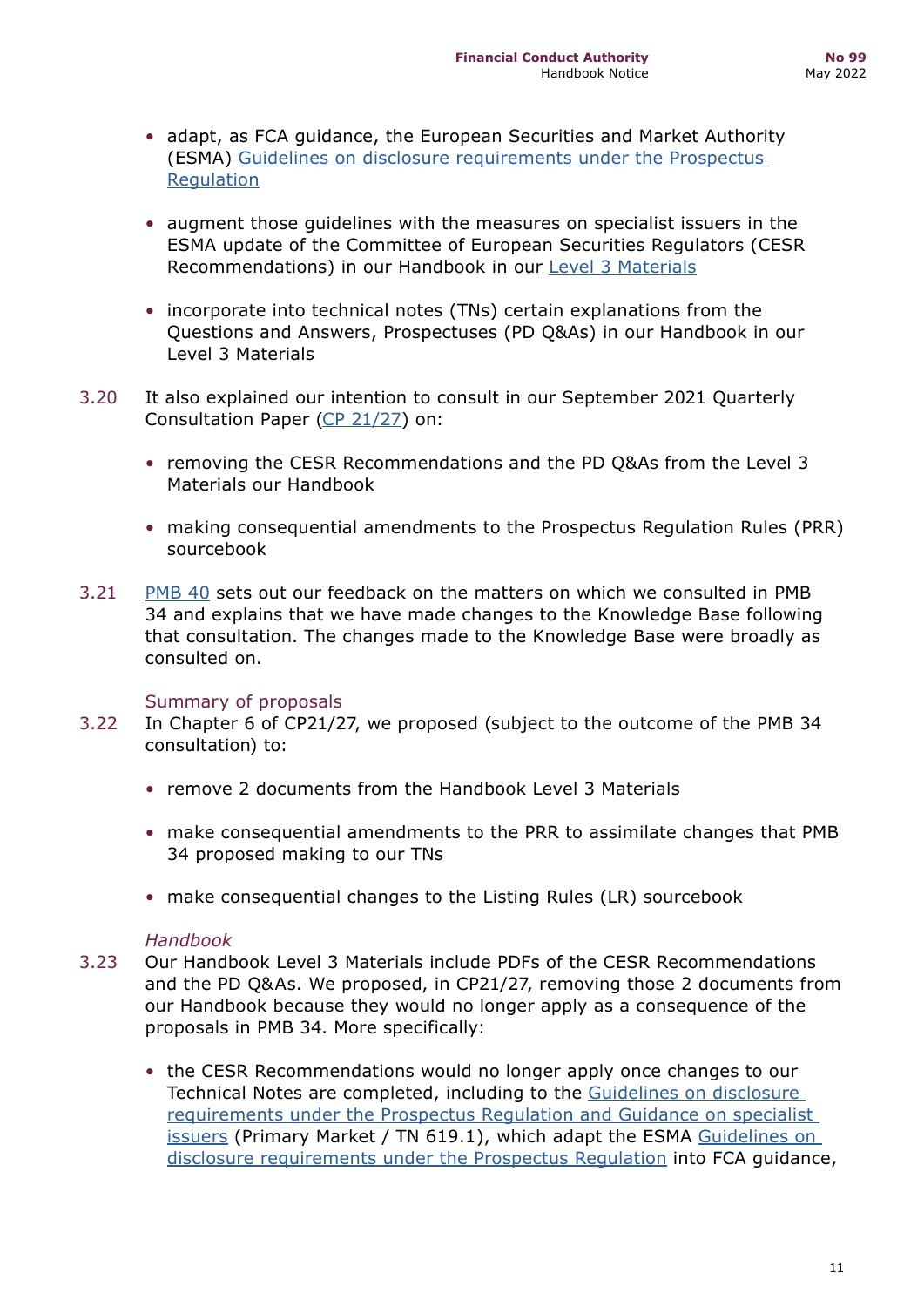- adapt, as FCA guidance, the European Securities and Market Authority (ESMA) Guidelines on disclosure requirements under the Prospectus Regulation
- augment those guidelines with the measures on specialist issuers in the ESMA update of the Committee of European Securities Regulators (CESR Recommendations) in our Handbook in our Level 3 Materials
- incorporate into technical notes (TNs) certain explanations from the Questions and Answers, Prospectuses (PD Q&As) in our Handbook in our Level 3 Materials

3.20 It also explained our intention to consult in our September 2021 Quarterly Consultation Paper (CP 21/27) on:

- removing the CESR Recommendations and the PD Q&As from the Level 3 Materials our Handbook
- making consequential amendments to the Prospectus Regulation Rules (PRR) sourcebook

3.21 PMB 40 sets out our feedback on the matters on which we consulted in PMB 34 and explains that we have made changes to the Knowledge Base following that consultation. The changes made to the Knowledge Base were broadly as consulted on.

### Summary of proposals

3.22 In Chapter 6 of CP21/27, we proposed (subject to the outcome of the PMB 34 consultation) to:

- remove 2 documents from the Handbook Level 3 Materials
- make consequential amendments to the PRR to assimilate changes that PMB 34 proposed making to our TNs
- make consequential changes to the Listing Rules (LR) sourcebook

*Handbook*

3.23 Our Handbook Level 3 Materials include PDFs of the CESR Recommendations and the PD Q&As. We proposed, in CP21/27, removing those 2 documents from our Handbook because they would no longer apply as a consequence of the proposals in PMB 34. More specifically:

- the CESR Recommendations would no longer apply once changes to our Technical Notes are completed, including to the Guidelines on disclosure requirements under the Prospectus Regulation and Guidance on specialist issuers (Primary Market / TN 619.1), which adapt the ESMA Guidelines on disclosure requirements under the Prospectus Regulation into FCA guidance,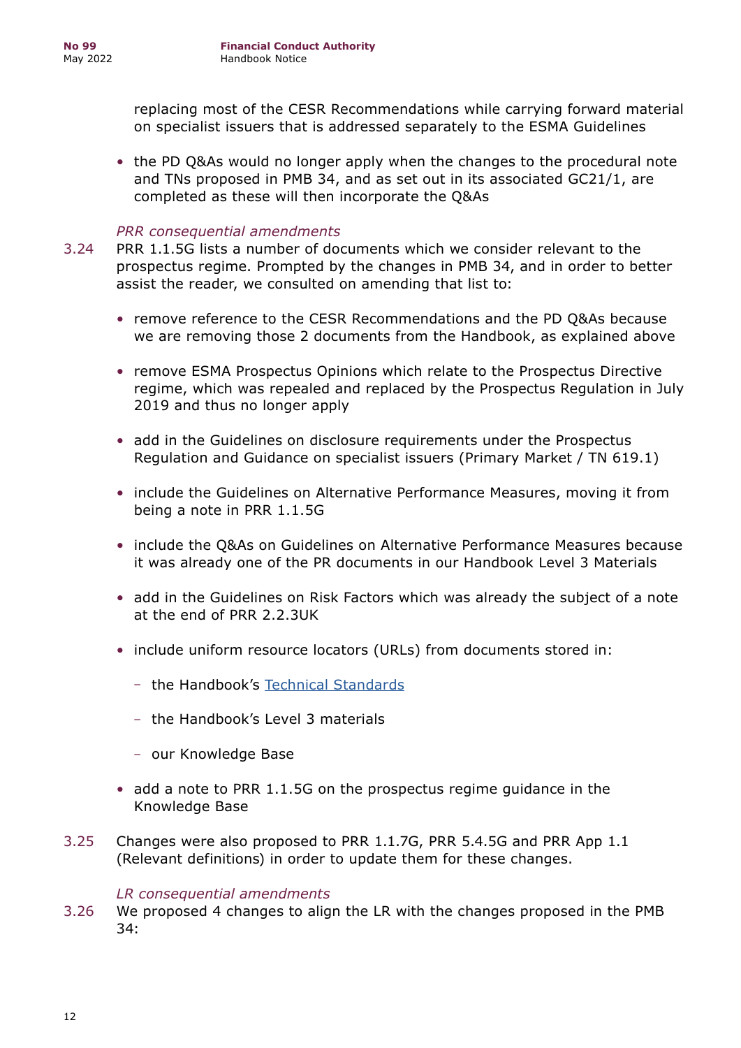replacing most of the CESR Recommendations while carrying forward material on specialist issuers that is addressed separately to the ESMA Guidelines

- the PD Q&As would no longer apply when the changes to the procedural note and TNs proposed in PMB 34, and as set out in its associated GC21/1, are completed as these will then incorporate the Q&As

*PRR consequential amendments*

3.24 PRR 1.1.5G lists a number of documents which we consider relevant to the prospectus regime. Prompted by the changes in PMB 34, and in order to better assist the reader, we consulted on amending that list to:

- remove reference to the CESR Recommendations and the PD Q&As because we are removing those 2 documents from the Handbook, as explained above
- remove ESMA Prospectus Opinions which relate to the Prospectus Directive regime, which was repealed and replaced by the Prospectus Regulation in July 2019 and thus no longer apply
- add in the Guidelines on disclosure requirements under the Prospectus Regulation and Guidance on specialist issuers (Primary Market / TN 619.1)
- include the Guidelines on Alternative Performance Measures, moving it from being a note in PRR 1.1.5G
- include the Q&As on Guidelines on Alternative Performance Measures because it was already one of the PR documents in our Handbook Level 3 Materials
- add in the Guidelines on Risk Factors which was already the subject of a note at the end of PRR 2.2.3UK
- include uniform resource locators (URLs) from documents stored in:
  - the Handbook's Technical Standards
  - the Handbook's Level 3 materials
  - our Knowledge Base
- add a note to PRR 1.1.5G on the prospectus regime guidance in the Knowledge Base

3.25 Changes were also proposed to PRR 1.1.7G, PRR 5.4.5G and PRR App 1.1 (Relevant definitions) in order to update them for these changes.

*LR consequential amendments*

3.26 We proposed 4 changes to align the LR with the changes proposed in the PMB 34: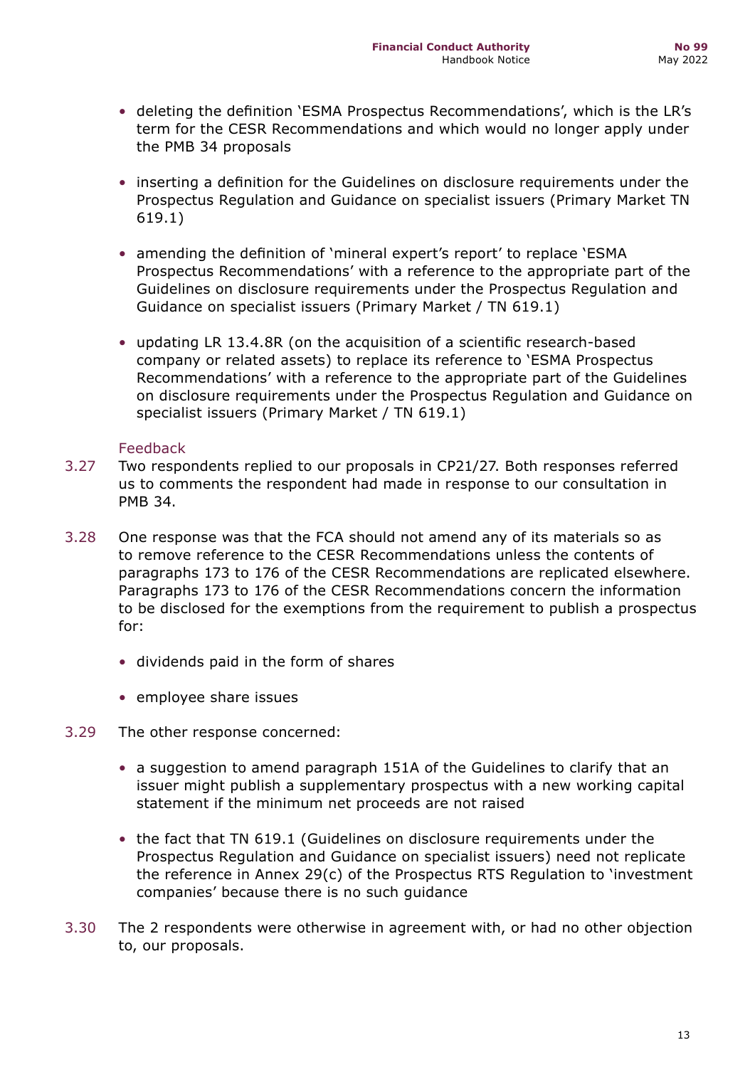- deleting the definition 'ESMA Prospectus Recommendations', which is the LR's term for the CESR Recommendations and which would no longer apply under the PMB 34 proposals

- inserting a definition for the Guidelines on disclosure requirements under the Prospectus Regulation and Guidance on specialist issuers (Primary Market TN 619.1)

- amending the definition of 'mineral expert's report' to replace 'ESMA Prospectus Recommendations' with a reference to the appropriate part of the Guidelines on disclosure requirements under the Prospectus Regulation and Guidance on specialist issuers (Primary Market / TN 619.1)

- updating LR 13.4.8R (on the acquisition of a scientific research-based company or related assets) to replace its reference to 'ESMA Prospectus Recommendations' with a reference to the appropriate part of the Guidelines on disclosure requirements under the Prospectus Regulation and Guidance on specialist issuers (Primary Market / TN 619.1)

### Feedback

3.27 Two respondents replied to our proposals in CP21/27. Both responses referred us to comments the respondent had made in response to our consultation in PMB 34.

3.28 One response was that the FCA should not amend any of its materials so as to remove reference to the CESR Recommendations unless the contents of paragraphs 173 to 176 of the CESR Recommendations are replicated elsewhere. Paragraphs 173 to 176 of the CESR Recommendations concern the information to be disclosed for the exemptions from the requirement to publish a prospectus for:

- dividends paid in the form of shares

- employee share issues

3.29 The other response concerned:

- a suggestion to amend paragraph 151A of the Guidelines to clarify that an issuer might publish a supplementary prospectus with a new working capital statement if the minimum net proceeds are not raised

- the fact that TN 619.1 (Guidelines on disclosure requirements under the Prospectus Regulation and Guidance on specialist issuers) need not replicate the reference in Annex 29(c) of the Prospectus RTS Regulation to 'investment companies' because there is no such guidance

3.30 The 2 respondents were otherwise in agreement with, or had no other objection to, our proposals.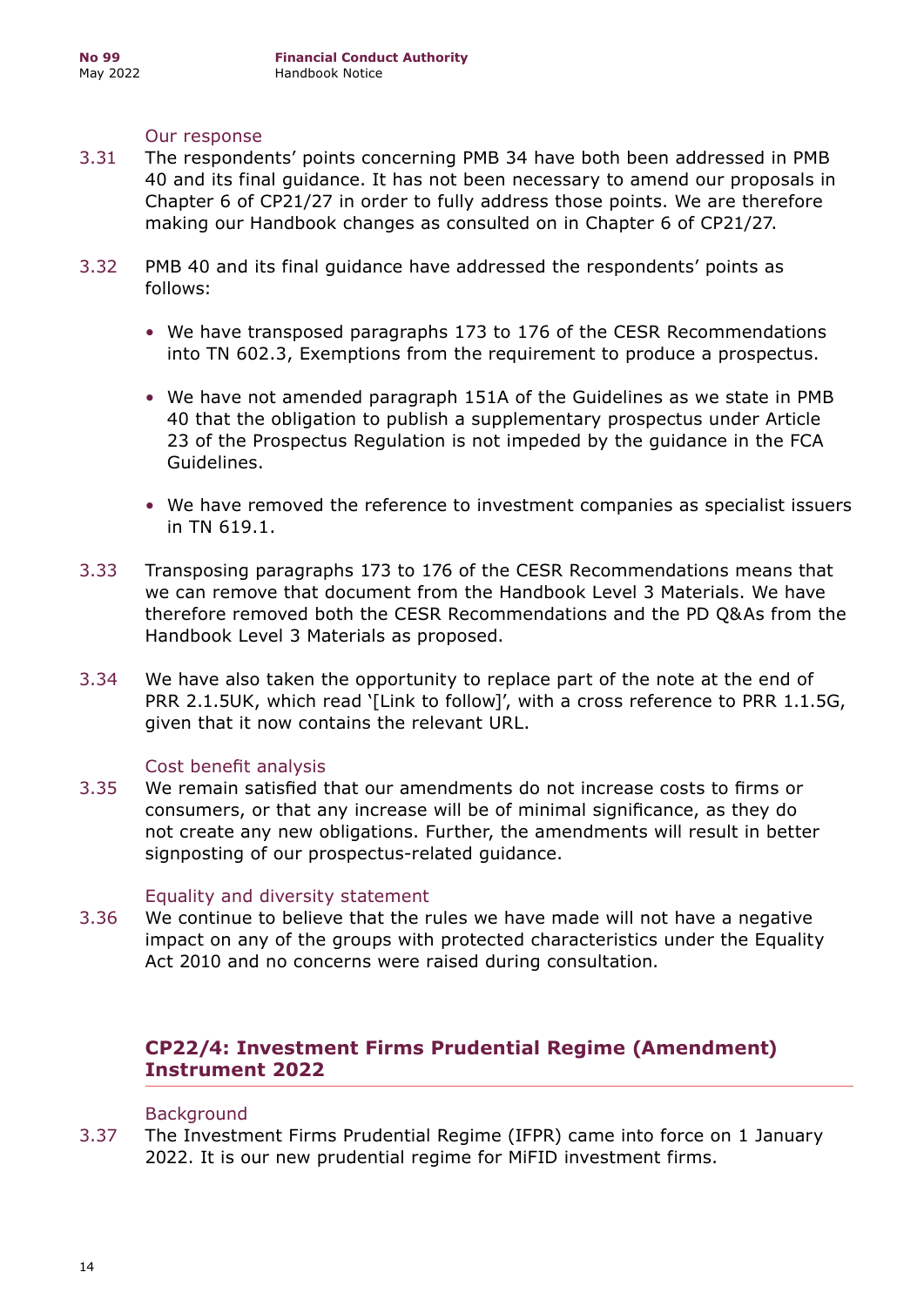### Our response

3.31 The respondents' points concerning PMB 34 have both been addressed in PMB 40 and its final guidance. It has not been necessary to amend our proposals in Chapter 6 of CP21/27 in order to fully address those points. We are therefore making our Handbook changes as consulted on in Chapter 6 of CP21/27.

3.32 PMB 40 and its final guidance have addressed the respondents' points as follows:

- We have transposed paragraphs 173 to 176 of the CESR Recommendations into TN 602.3, Exemptions from the requirement to produce a prospectus.
- We have not amended paragraph 151A of the Guidelines as we state in PMB 40 that the obligation to publish a supplementary prospectus under Article 23 of the Prospectus Regulation is not impeded by the guidance in the FCA Guidelines.
- We have removed the reference to investment companies as specialist issuers in TN 619.1.

3.33 Transposing paragraphs 173 to 176 of the CESR Recommendations means that we can remove that document from the Handbook Level 3 Materials. We have therefore removed both the CESR Recommendations and the PD Q&As from the Handbook Level 3 Materials as proposed.

3.34 We have also taken the opportunity to replace part of the note at the end of PRR 2.1.5UK, which read '[Link to follow]', with a cross reference to PRR 1.1.5G, given that it now contains the relevant URL.

### Cost benefit analysis

3.35 We remain satisfied that our amendments do not increase costs to firms or consumers, or that any increase will be of minimal significance, as they do not create any new obligations. Further, the amendments will result in better signposting of our prospectus-related guidance.

### Equality and diversity statement

3.36 We continue to believe that the rules we have made will not have a negative impact on any of the groups with protected characteristics under the Equality Act 2010 and no concerns were raised during consultation.

## CP22/4: Investment Firms Prudential Regime (Amendment) Instrument 2022

### Background

3.37 The Investment Firms Prudential Regime (IFPR) came into force on 1 January 2022. It is our new prudential regime for MiFID investment firms.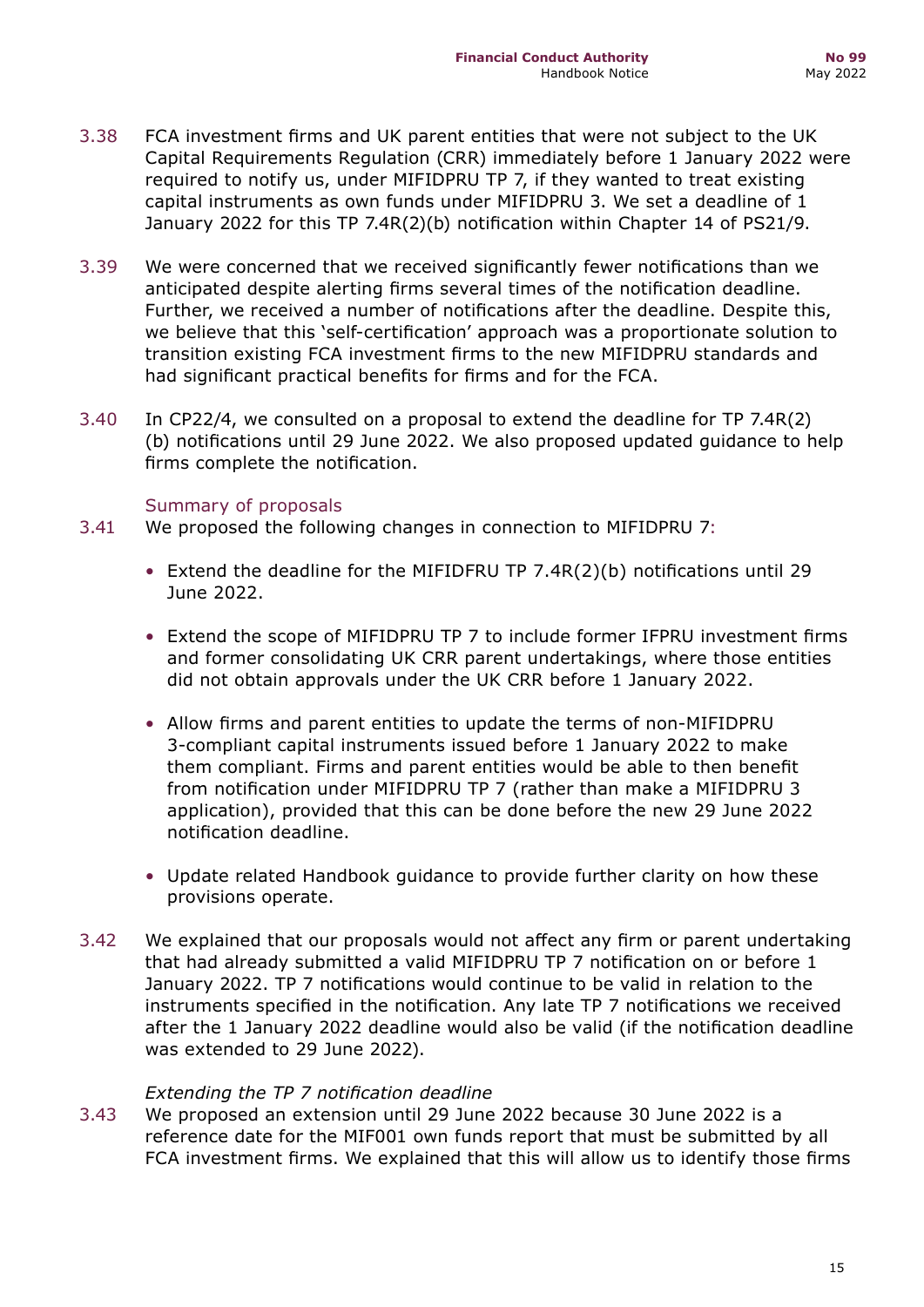3.38 FCA investment firms and UK parent entities that were not subject to the UK Capital Requirements Regulation (CRR) immediately before 1 January 2022 were required to notify us, under MIFIDPRU TP 7, if they wanted to treat existing capital instruments as own funds under MIFIDPRU 3. We set a deadline of 1 January 2022 for this TP 7.4R(2)(b) notification within Chapter 14 of PS21/9.

3.39 We were concerned that we received significantly fewer notifications than we anticipated despite alerting firms several times of the notification deadline. Further, we received a number of notifications after the deadline. Despite this, we believe that this 'self-certification' approach was a proportionate solution to transition existing FCA investment firms to the new MIFIDPRU standards and had significant practical benefits for firms and for the FCA.

3.40 In CP22/4, we consulted on a proposal to extend the deadline for TP 7.4R(2)(b) notifications until 29 June 2022. We also proposed updated guidance to help firms complete the notification.

### Summary of proposals

3.41 We proposed the following changes in connection to MIFIDPRU 7:

- Extend the deadline for the MIFIDFRU TP 7.4R(2)(b) notifications until 29 June 2022.
- Extend the scope of MIFIDPRU TP 7 to include former IFPRU investment firms and former consolidating UK CRR parent undertakings, where those entities did not obtain approvals under the UK CRR before 1 January 2022.
- Allow firms and parent entities to update the terms of non-MIFIDPRU 3-compliant capital instruments issued before 1 January 2022 to make them compliant. Firms and parent entities would be able to then benefit from notification under MIFIDPRU TP 7 (rather than make a MIFIDPRU 3 application), provided that this can be done before the new 29 June 2022 notification deadline.
- Update related Handbook guidance to provide further clarity on how these provisions operate.

3.42 We explained that our proposals would not affect any firm or parent undertaking that had already submitted a valid MIFIDPRU TP 7 notification on or before 1 January 2022. TP 7 notifications would continue to be valid in relation to the instruments specified in the notification. Any late TP 7 notifications we received after the 1 January 2022 deadline would also be valid (if the notification deadline was extended to 29 June 2022).

*Extending the TP 7 notification deadline*

3.43 We proposed an extension until 29 June 2022 because 30 June 2022 is a reference date for the MIF001 own funds report that must be submitted by all FCA investment firms. We explained that this will allow us to identify those firms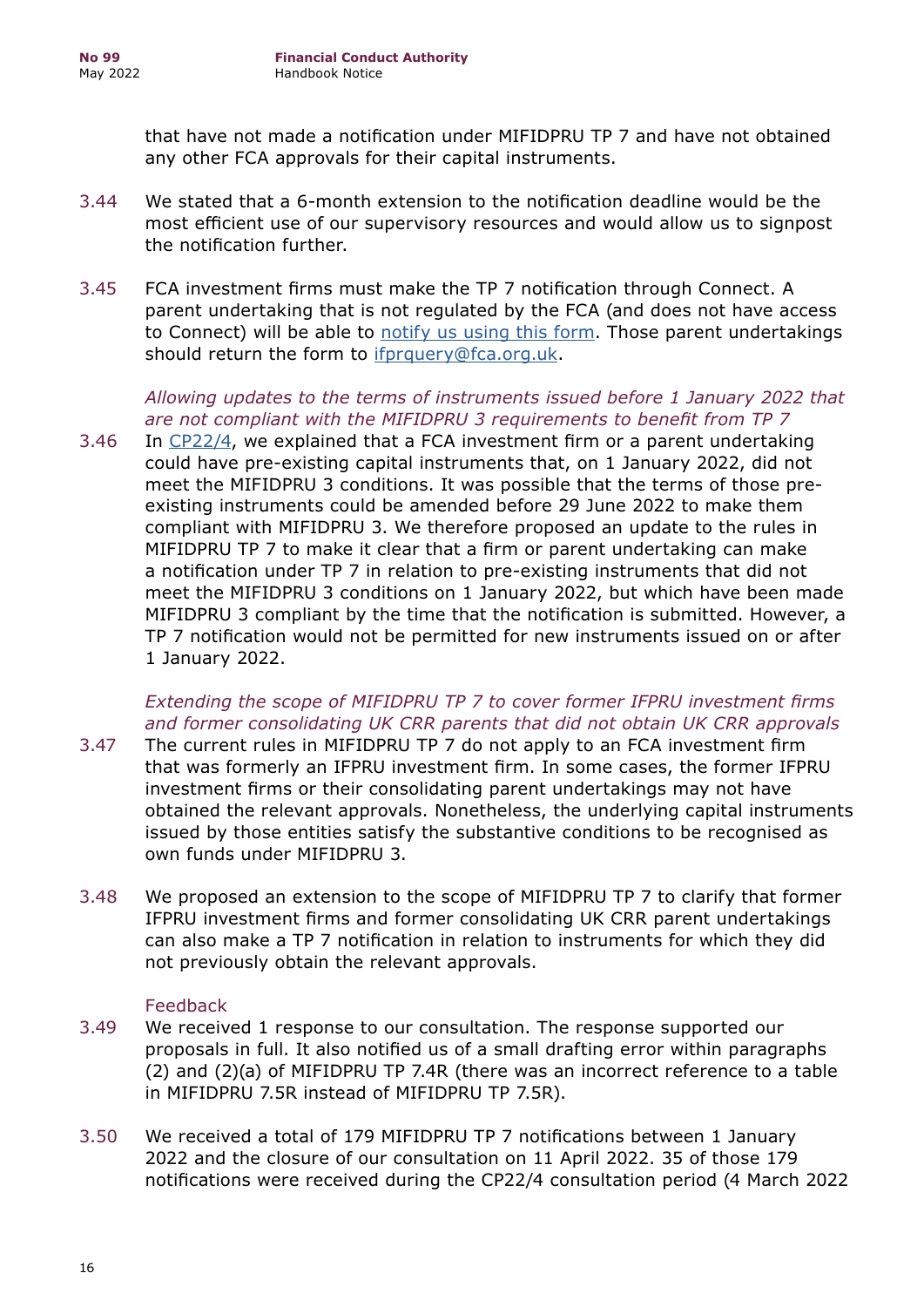that have not made a notification under MIFIDPRU TP 7 and have not obtained any other FCA approvals for their capital instruments.

3.44 We stated that a 6-month extension to the notification deadline would be the most efficient use of our supervisory resources and would allow us to signpost the notification further.

3.45 FCA investment firms must make the TP 7 notification through Connect. A parent undertaking that is not regulated by the FCA (and does not have access to Connect) will be able to [notify us using this form](). Those parent undertakings should return the form to [ifprquery@fca.org.uk]().

*Allowing updates to the terms of instruments issued before 1 January 2022 that are not compliant with the MIFIDPRU 3 requirements to benefit from TP 7*

3.46 In [CP22/4](), we explained that a FCA investment firm or a parent undertaking could have pre-existing capital instruments that, on 1 January 2022, did not meet the MIFIDPRU 3 conditions. It was possible that the terms of those pre-existing instruments could be amended before 29 June 2022 to make them compliant with MIFIDPRU 3. We therefore proposed an update to the rules in MIFIDPRU TP 7 to make it clear that a firm or parent undertaking can make a notification under TP 7 in relation to pre-existing instruments that did not meet the MIFIDPRU 3 conditions on 1 January 2022, but which have been made MIFIDPRU 3 compliant by the time that the notification is submitted. However, a TP 7 notification would not be permitted for new instruments issued on or after 1 January 2022.

*Extending the scope of MIFIDPRU TP 7 to cover former IFPRU investment firms and former consolidating UK CRR parents that did not obtain UK CRR approvals*

3.47 The current rules in MIFIDPRU TP 7 do not apply to an FCA investment firm that was formerly an IFPRU investment firm. In some cases, the former IFPRU investment firms or their consolidating parent undertakings may not have obtained the relevant approvals. Nonetheless, the underlying capital instruments issued by those entities satisfy the substantive conditions to be recognised as own funds under MIFIDPRU 3.

3.48 We proposed an extension to the scope of MIFIDPRU TP 7 to clarify that former IFPRU investment firms and former consolidating UK CRR parent undertakings can also make a TP 7 notification in relation to instruments for which they did not previously obtain the relevant approvals.

Feedback

3.49 We received 1 response to our consultation. The response supported our proposals in full. It also notified us of a small drafting error within paragraphs (2) and (2)(a) of MIFIDPRU TP 7.4R (there was an incorrect reference to a table in MIFIDPRU 7.5R instead of MIFIDPRU TP 7.5R).

3.50 We received a total of 179 MIFIDPRU TP 7 notifications between 1 January 2022 and the closure of our consultation on 11 April 2022. 35 of those 179 notifications were received during the CP22/4 consultation period (4 March 2022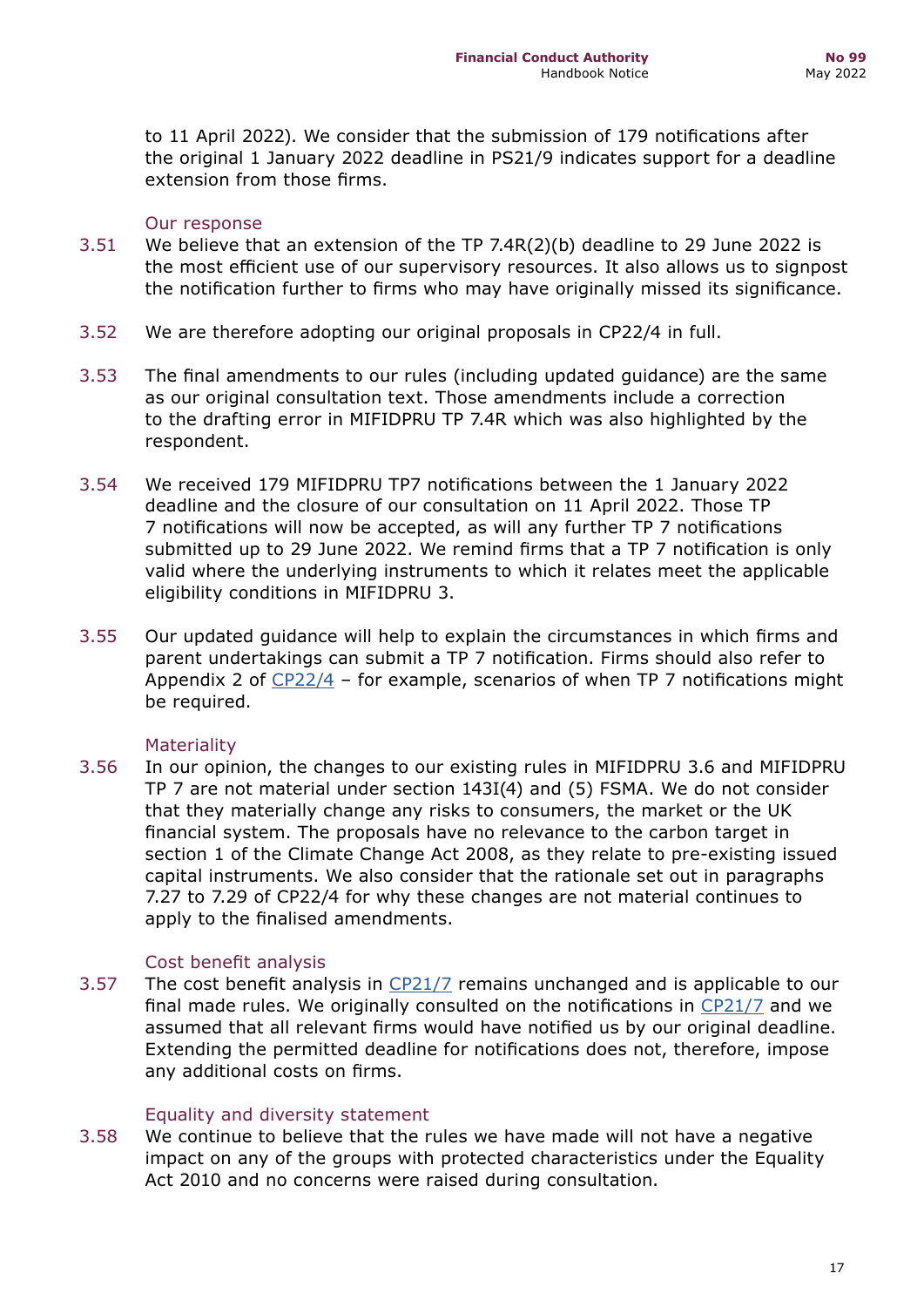to 11 April 2022). We consider that the submission of 179 notifications after the original 1 January 2022 deadline in PS21/9 indicates support for a deadline extension from those firms.

### Our response

3.51 We believe that an extension of the TP 7.4R(2)(b) deadline to 29 June 2022 is the most efficient use of our supervisory resources. It also allows us to signpost the notification further to firms who may have originally missed its significance.

3.52 We are therefore adopting our original proposals in CP22/4 in full.

3.53 The final amendments to our rules (including updated guidance) are the same as our original consultation text. Those amendments include a correction to the drafting error in MIFIDPRU TP 7.4R which was also highlighted by the respondent.

3.54 We received 179 MIFIDPRU TP7 notifications between the 1 January 2022 deadline and the closure of our consultation on 11 April 2022. Those TP 7 notifications will now be accepted, as will any further TP 7 notifications submitted up to 29 June 2022. We remind firms that a TP 7 notification is only valid where the underlying instruments to which it relates meet the applicable eligibility conditions in MIFIDPRU 3.

3.55 Our updated guidance will help to explain the circumstances in which firms and parent undertakings can submit a TP 7 notification. Firms should also refer to Appendix 2 of CP22/4 – for example, scenarios of when TP 7 notifications might be required.

### Materiality

3.56 In our opinion, the changes to our existing rules in MIFIDPRU 3.6 and MIFIDPRU TP 7 are not material under section 143I(4) and (5) FSMA. We do not consider that they materially change any risks to consumers, the market or the UK financial system. The proposals have no relevance to the carbon target in section 1 of the Climate Change Act 2008, as they relate to pre-existing issued capital instruments. We also consider that the rationale set out in paragraphs 7.27 to 7.29 of CP22/4 for why these changes are not material continues to apply to the finalised amendments.

### Cost benefit analysis

3.57 The cost benefit analysis in CP21/7 remains unchanged and is applicable to our final made rules. We originally consulted on the notifications in CP21/7 and we assumed that all relevant firms would have notified us by our original deadline. Extending the permitted deadline for notifications does not, therefore, impose any additional costs on firms.

### Equality and diversity statement

3.58 We continue to believe that the rules we have made will not have a negative impact on any of the groups with protected characteristics under the Equality Act 2010 and no concerns were raised during consultation.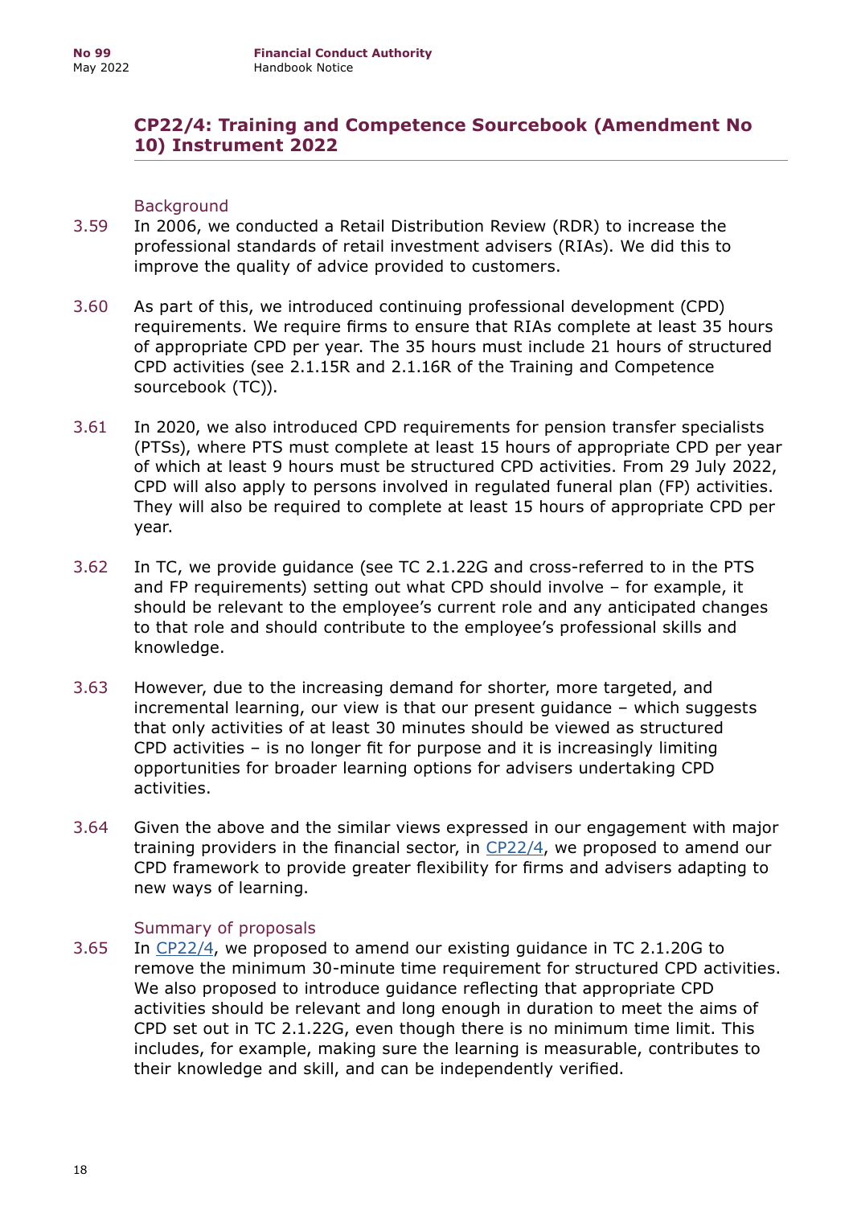## CP22/4: Training and Competence Sourcebook (Amendment No 10) Instrument 2022

### Background

3.59 In 2006, we conducted a Retail Distribution Review (RDR) to increase the professional standards of retail investment advisers (RIAs). We did this to improve the quality of advice provided to customers.

3.60 As part of this, we introduced continuing professional development (CPD) requirements. We require firms to ensure that RIAs complete at least 35 hours of appropriate CPD per year. The 35 hours must include 21 hours of structured CPD activities (see 2.1.15R and 2.1.16R of the Training and Competence sourcebook (TC)).

3.61 In 2020, we also introduced CPD requirements for pension transfer specialists (PTSs), where PTS must complete at least 15 hours of appropriate CPD per year of which at least 9 hours must be structured CPD activities. From 29 July 2022, CPD will also apply to persons involved in regulated funeral plan (FP) activities. They will also be required to complete at least 15 hours of appropriate CPD per year.

3.62 In TC, we provide guidance (see TC 2.1.22G and cross-referred to in the PTS and FP requirements) setting out what CPD should involve – for example, it should be relevant to the employee's current role and any anticipated changes to that role and should contribute to the employee's professional skills and knowledge.

3.63 However, due to the increasing demand for shorter, more targeted, and incremental learning, our view is that our present guidance – which suggests that only activities of at least 30 minutes should be viewed as structured CPD activities – is no longer fit for purpose and it is increasingly limiting opportunities for broader learning options for advisers undertaking CPD activities.

3.64 Given the above and the similar views expressed in our engagement with major training providers in the financial sector, in CP22/4, we proposed to amend our CPD framework to provide greater flexibility for firms and advisers adapting to new ways of learning.

### Summary of proposals

3.65 In CP22/4, we proposed to amend our existing guidance in TC 2.1.20G to remove the minimum 30-minute time requirement for structured CPD activities. We also proposed to introduce guidance reflecting that appropriate CPD activities should be relevant and long enough in duration to meet the aims of CPD set out in TC 2.1.22G, even though there is no minimum time limit. This includes, for example, making sure the learning is measurable, contributes to their knowledge and skill, and can be independently verified.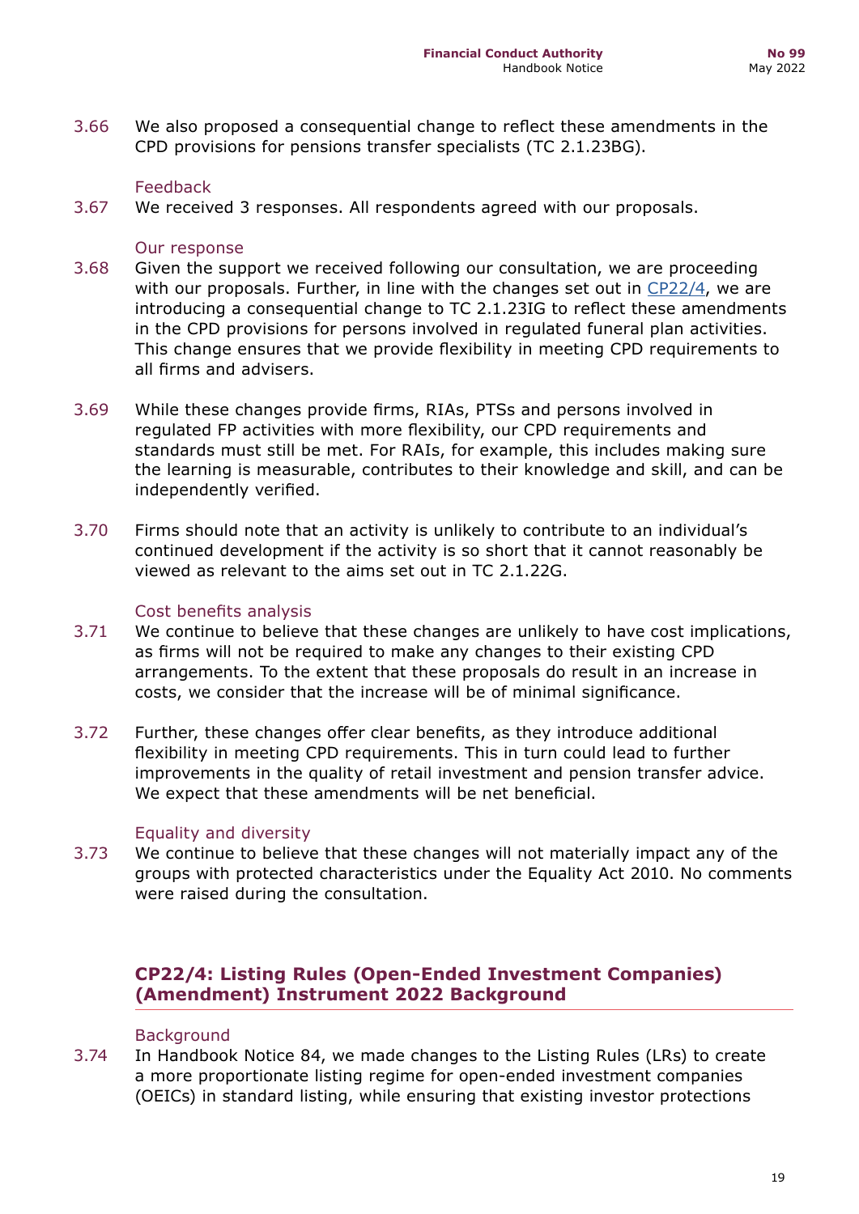3.66 We also proposed a consequential change to reflect these amendments in the CPD provisions for pensions transfer specialists (TC 2.1.23BG).

### Feedback

3.67 We received 3 responses. All respondents agreed with our proposals.

### Our response

3.68 Given the support we received following our consultation, we are proceeding with our proposals. Further, in line with the changes set out in [CP22/4](), we are introducing a consequential change to TC 2.1.23IG to reflect these amendments in the CPD provisions for persons involved in regulated funeral plan activities. This change ensures that we provide flexibility in meeting CPD requirements to all firms and advisers.

3.69 While these changes provide firms, RIAs, PTSs and persons involved in regulated FP activities with more flexibility, our CPD requirements and standards must still be met. For RAIs, for example, this includes making sure the learning is measurable, contributes to their knowledge and skill, and can be independently verified.

3.70 Firms should note that an activity is unlikely to contribute to an individual's continued development if the activity is so short that it cannot reasonably be viewed as relevant to the aims set out in TC 2.1.22G.

### Cost benefits analysis

3.71 We continue to believe that these changes are unlikely to have cost implications, as firms will not be required to make any changes to their existing CPD arrangements. To the extent that these proposals do result in an increase in costs, we consider that the increase will be of minimal significance.

3.72 Further, these changes offer clear benefits, as they introduce additional flexibility in meeting CPD requirements. This in turn could lead to further improvements in the quality of retail investment and pension transfer advice. We expect that these amendments will be net beneficial.

### Equality and diversity

3.73 We continue to believe that these changes will not materially impact any of the groups with protected characteristics under the Equality Act 2010. No comments were raised during the consultation.

## CP22/4: Listing Rules (Open-Ended Investment Companies) (Amendment) Instrument 2022 Background

### Background

3.74 In Handbook Notice 84, we made changes to the Listing Rules (LRs) to create a more proportionate listing regime for open-ended investment companies (OEICs) in standard listing, while ensuring that existing investor protections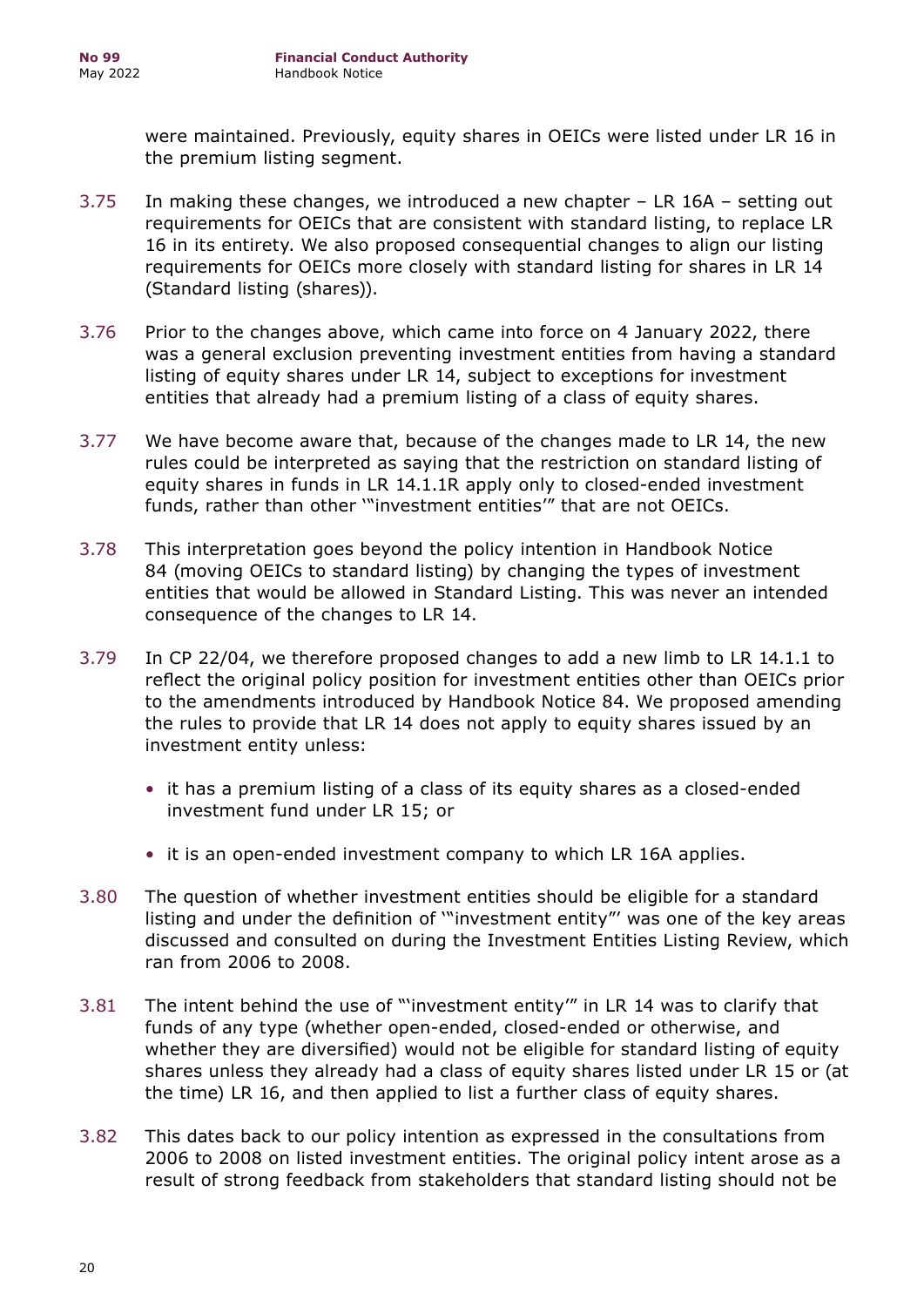were maintained. Previously, equity shares in OEICs were listed under LR 16 in the premium listing segment.

3.75 In making these changes, we introduced a new chapter – LR 16A – setting out requirements for OEICs that are consistent with standard listing, to replace LR 16 in its entirety. We also proposed consequential changes to align our listing requirements for OEICs more closely with standard listing for shares in LR 14 (Standard listing (shares)).

3.76 Prior to the changes above, which came into force on 4 January 2022, there was a general exclusion preventing investment entities from having a standard listing of equity shares under LR 14, subject to exceptions for investment entities that already had a premium listing of a class of equity shares.

3.77 We have become aware that, because of the changes made to LR 14, the new rules could be interpreted as saying that the restriction on standard listing of equity shares in funds in LR 14.1.1R apply only to closed-ended investment funds, rather than other '"investment entities'" that are not OEICs.

3.78 This interpretation goes beyond the policy intention in Handbook Notice 84 (moving OEICs to standard listing) by changing the types of investment entities that would be allowed in Standard Listing. This was never an intended consequence of the changes to LR 14.

3.79 In CP 22/04, we therefore proposed changes to add a new limb to LR 14.1.1 to reflect the original policy position for investment entities other than OEICs prior to the amendments introduced by Handbook Notice 84. We proposed amending the rules to provide that LR 14 does not apply to equity shares issued by an investment entity unless:

- it has a premium listing of a class of its equity shares as a closed-ended investment fund under LR 15; or
- it is an open-ended investment company to which LR 16A applies.

3.80 The question of whether investment entities should be eligible for a standard listing and under the definition of '"investment entity"' was one of the key areas discussed and consulted on during the Investment Entities Listing Review, which ran from 2006 to 2008.

3.81 The intent behind the use of "'investment entity'" in LR 14 was to clarify that funds of any type (whether open-ended, closed-ended or otherwise, and whether they are diversified) would not be eligible for standard listing of equity shares unless they already had a class of equity shares listed under LR 15 or (at the time) LR 16, and then applied to list a further class of equity shares.

3.82 This dates back to our policy intention as expressed in the consultations from 2006 to 2008 on listed investment entities. The original policy intent arose as a result of strong feedback from stakeholders that standard listing should not be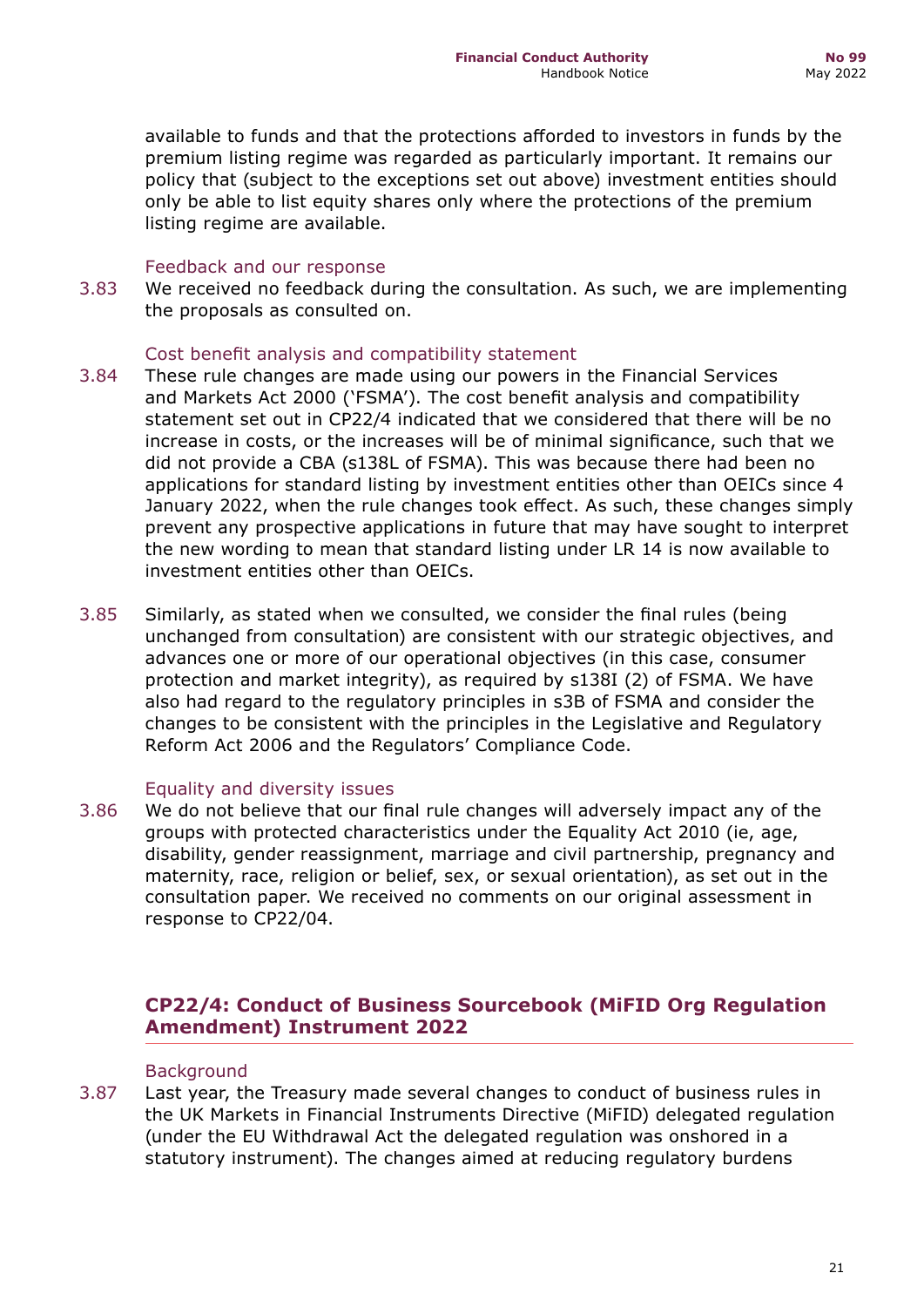available to funds and that the protections afforded to investors in funds by the premium listing regime was regarded as particularly important. It remains our policy that (subject to the exceptions set out above) investment entities should only be able to list equity shares only where the protections of the premium listing regime are available.

### Feedback and our response

3.83 We received no feedback during the consultation. As such, we are implementing the proposals as consulted on.

### Cost benefit analysis and compatibility statement

3.84 These rule changes are made using our powers in the Financial Services and Markets Act 2000 ('FSMA'). The cost benefit analysis and compatibility statement set out in CP22/4 indicated that we considered that there will be no increase in costs, or the increases will be of minimal significance, such that we did not provide a CBA (s138L of FSMA). This was because there had been no applications for standard listing by investment entities other than OEICs since 4 January 2022, when the rule changes took effect. As such, these changes simply prevent any prospective applications in future that may have sought to interpret the new wording to mean that standard listing under LR 14 is now available to investment entities other than OEICs.

3.85 Similarly, as stated when we consulted, we consider the final rules (being unchanged from consultation) are consistent with our strategic objectives, and advances one or more of our operational objectives (in this case, consumer protection and market integrity), as required by s138I (2) of FSMA. We have also had regard to the regulatory principles in s3B of FSMA and consider the changes to be consistent with the principles in the Legislative and Regulatory Reform Act 2006 and the Regulators' Compliance Code.

### Equality and diversity issues

3.86 We do not believe that our final rule changes will adversely impact any of the groups with protected characteristics under the Equality Act 2010 (ie, age, disability, gender reassignment, marriage and civil partnership, pregnancy and maternity, race, religion or belief, sex, or sexual orientation), as set out in the consultation paper. We received no comments on our original assessment in response to CP22/04.

## CP22/4: Conduct of Business Sourcebook (MiFID Org Regulation Amendment) Instrument 2022

### Background

3.87 Last year, the Treasury made several changes to conduct of business rules in the UK Markets in Financial Instruments Directive (MiFID) delegated regulation (under the EU Withdrawal Act the delegated regulation was onshored in a statutory instrument). The changes aimed at reducing regulatory burdens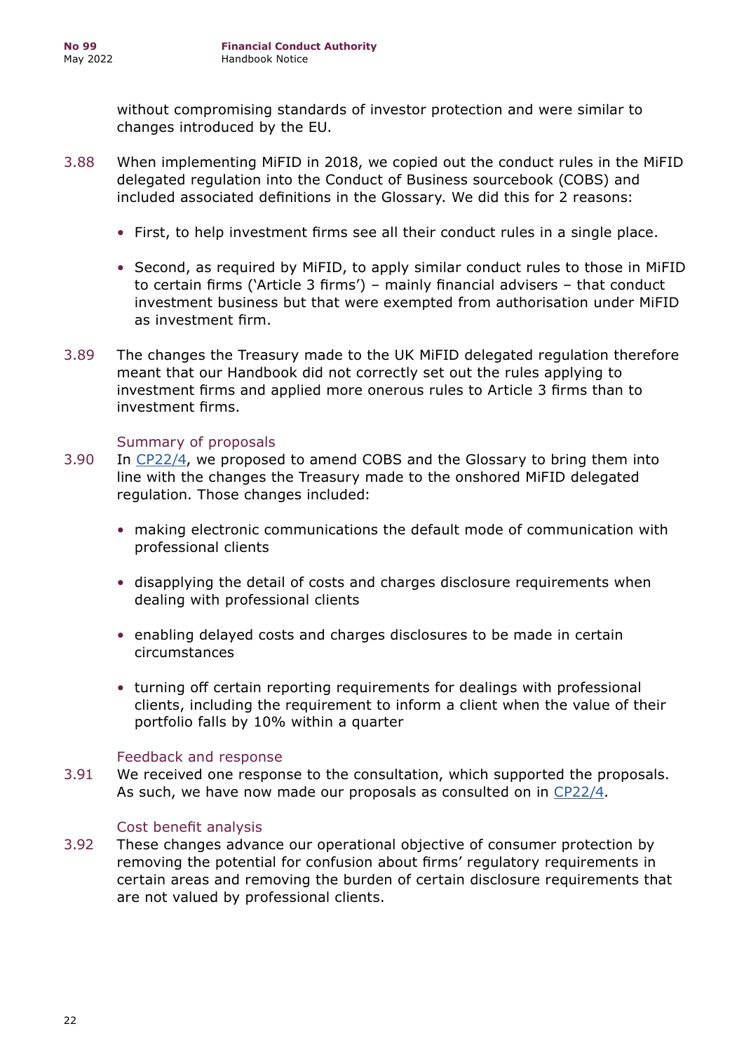without compromising standards of investor protection and were similar to changes introduced by the EU.

3.88 When implementing MiFID in 2018, we copied out the conduct rules in the MiFID delegated regulation into the Conduct of Business sourcebook (COBS) and included associated definitions in the Glossary. We did this for 2 reasons:

- First, to help investment firms see all their conduct rules in a single place.
- Second, as required by MiFID, to apply similar conduct rules to those in MiFID to certain firms ('Article 3 firms') – mainly financial advisers – that conduct investment business but that were exempted from authorisation under MiFID as investment firm.

3.89 The changes the Treasury made to the UK MiFID delegated regulation therefore meant that our Handbook did not correctly set out the rules applying to investment firms and applied more onerous rules to Article 3 firms than to investment firms.

### Summary of proposals

3.90 In CP22/4, we proposed to amend COBS and the Glossary to bring them into line with the changes the Treasury made to the onshored MiFID delegated regulation. Those changes included:

- making electronic communications the default mode of communication with professional clients
- disapplying the detail of costs and charges disclosure requirements when dealing with professional clients
- enabling delayed costs and charges disclosures to be made in certain circumstances
- turning off certain reporting requirements for dealings with professional clients, including the requirement to inform a client when the value of their portfolio falls by 10% within a quarter

### Feedback and response

3.91 We received one response to the consultation, which supported the proposals. As such, we have now made our proposals as consulted on in CP22/4.

### Cost benefit analysis

3.92 These changes advance our operational objective of consumer protection by removing the potential for confusion about firms' regulatory requirements in certain areas and removing the burden of certain disclosure requirements that are not valued by professional clients.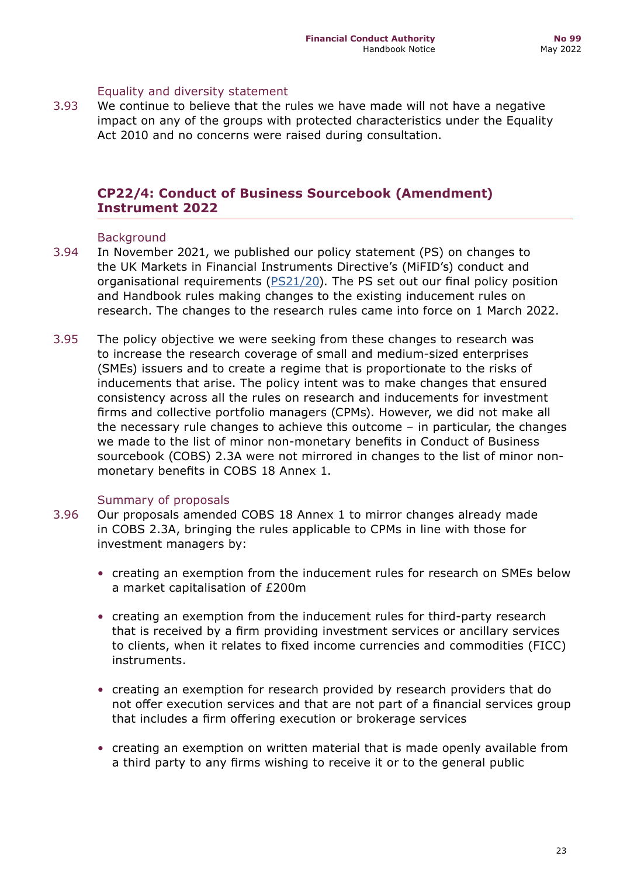### Equality and diversity statement

3.93 We continue to believe that the rules we have made will not have a negative impact on any of the groups with protected characteristics under the Equality Act 2010 and no concerns were raised during consultation.

## CP22/4: Conduct of Business Sourcebook (Amendment) Instrument 2022

### Background

3.94 In November 2021, we published our policy statement (PS) on changes to the UK Markets in Financial Instruments Directive's (MiFID's) conduct and organisational requirements (PS21/20). The PS set out our final policy position and Handbook rules making changes to the existing inducement rules on research. The changes to the research rules came into force on 1 March 2022.

3.95 The policy objective we were seeking from these changes to research was to increase the research coverage of small and medium-sized enterprises (SMEs) issuers and to create a regime that is proportionate to the risks of inducements that arise. The policy intent was to make changes that ensured consistency across all the rules on research and inducements for investment firms and collective portfolio managers (CPMs). However, we did not make all the necessary rule changes to achieve this outcome – in particular, the changes we made to the list of minor non-monetary benefits in Conduct of Business sourcebook (COBS) 2.3A were not mirrored in changes to the list of minor non-monetary benefits in COBS 18 Annex 1.

### Summary of proposals

3.96 Our proposals amended COBS 18 Annex 1 to mirror changes already made in COBS 2.3A, bringing the rules applicable to CPMs in line with those for investment managers by:

- creating an exemption from the inducement rules for research on SMEs below a market capitalisation of £200m
- creating an exemption from the inducement rules for third-party research that is received by a firm providing investment services or ancillary services to clients, when it relates to fixed income currencies and commodities (FICC) instruments.
- creating an exemption for research provided by research providers that do not offer execution services and that are not part of a financial services group that includes a firm offering execution or brokerage services
- creating an exemption on written material that is made openly available from a third party to any firms wishing to receive it or to the general public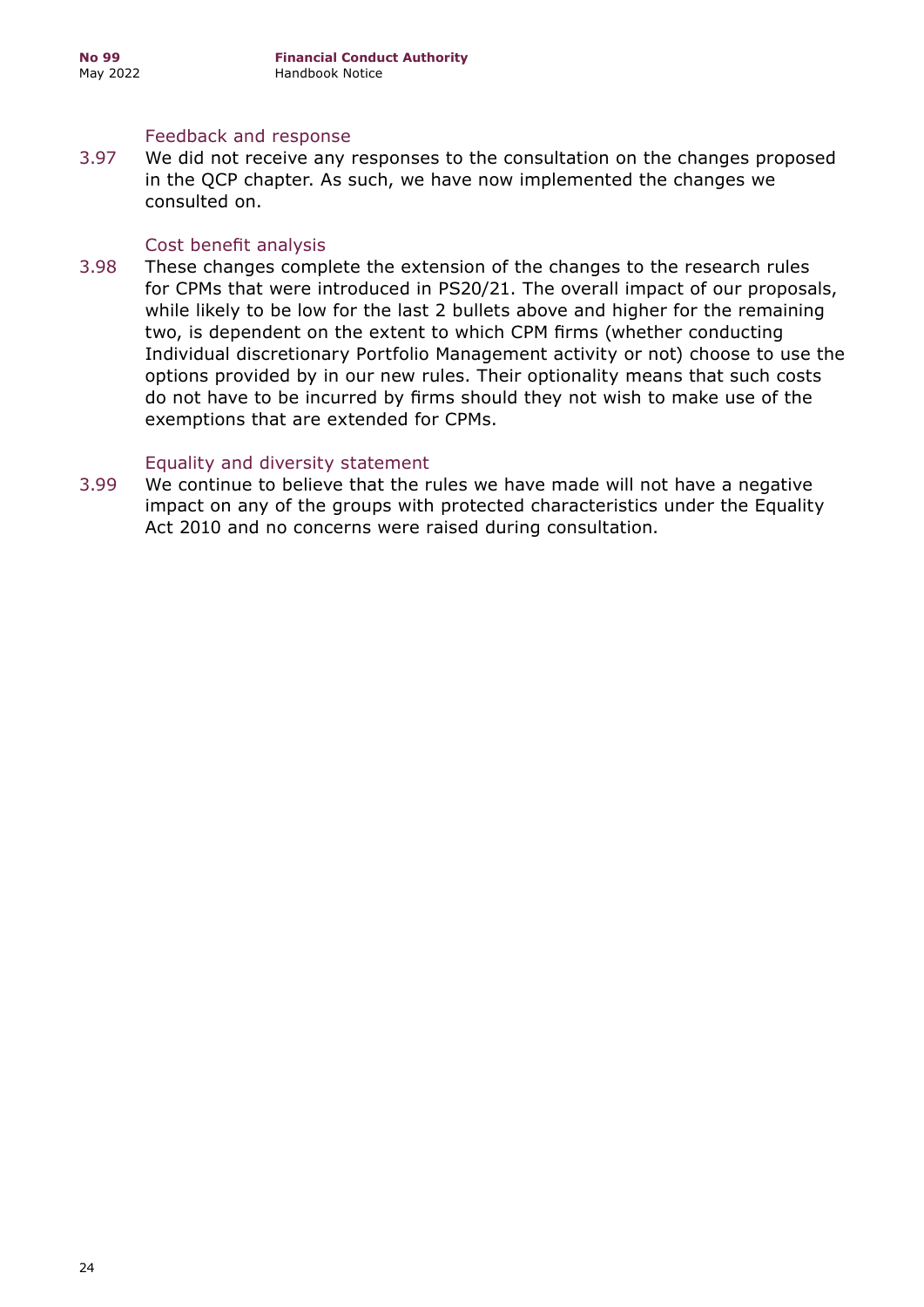### Feedback and response

3.97 We did not receive any responses to the consultation on the changes proposed in the QCP chapter. As such, we have now implemented the changes we consulted on.

### Cost benefit analysis

3.98 These changes complete the extension of the changes to the research rules for CPMs that were introduced in PS20/21. The overall impact of our proposals, while likely to be low for the last 2 bullets above and higher for the remaining two, is dependent on the extent to which CPM firms (whether conducting Individual discretionary Portfolio Management activity or not) choose to use the options provided by in our new rules. Their optionality means that such costs do not have to be incurred by firms should they not wish to make use of the exemptions that are extended for CPMs.

### Equality and diversity statement

3.99 We continue to believe that the rules we have made will not have a negative impact on any of the groups with protected characteristics under the Equality Act 2010 and no concerns were raised during consultation.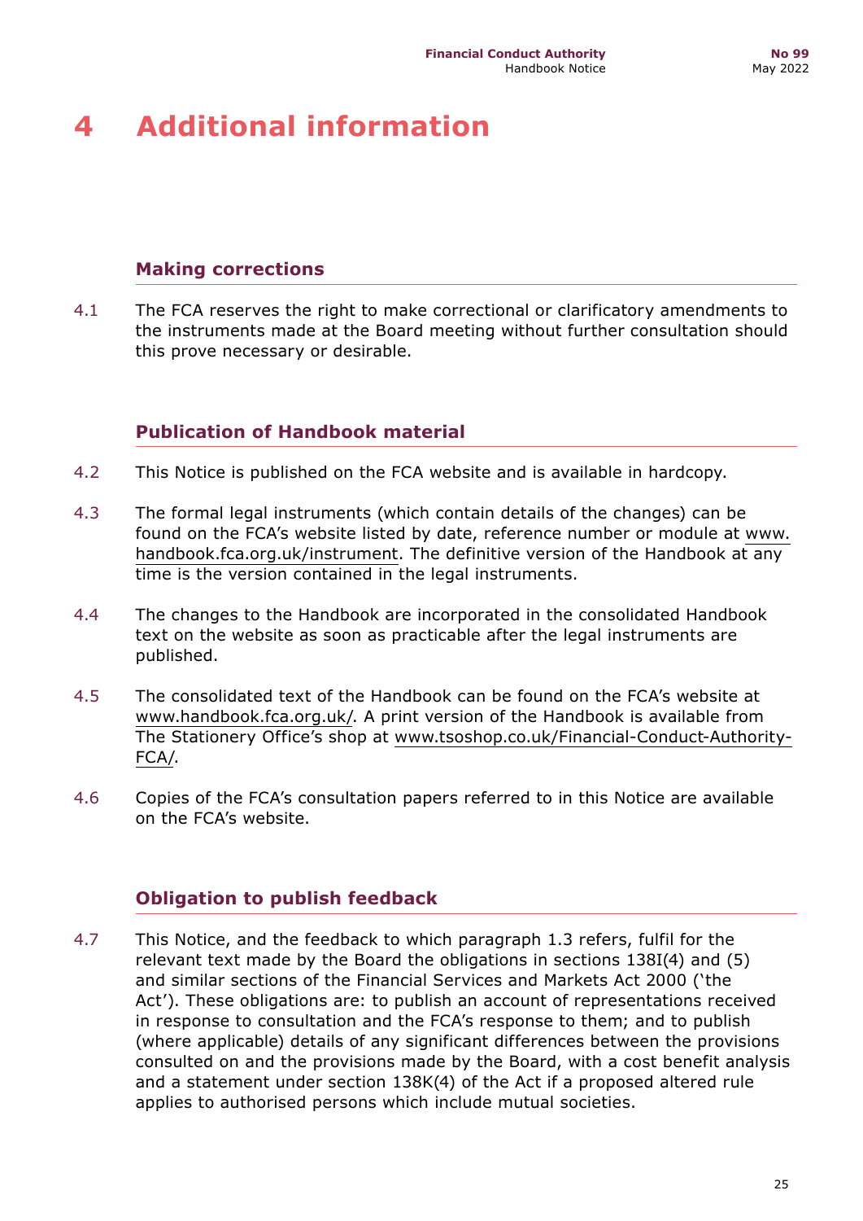# 4 Additional information

## Making corrections

4.1 The FCA reserves the right to make correctional or clarificatory amendments to the instruments made at the Board meeting without further consultation should this prove necessary or desirable.

## Publication of Handbook material

4.2 This Notice is published on the FCA website and is available in hardcopy.

4.3 The formal legal instruments (which contain details of the changes) can be found on the FCA's website listed by date, reference number or module at www.handbook.fca.org.uk/instrument. The definitive version of the Handbook at any time is the version contained in the legal instruments.

4.4 The changes to the Handbook are incorporated in the consolidated Handbook text on the website as soon as practicable after the legal instruments are published.

4.5 The consolidated text of the Handbook can be found on the FCA's website at www.handbook.fca.org.uk/. A print version of the Handbook is available from The Stationery Office's shop at www.tsoshop.co.uk/Financial-Conduct-Authority-FCA/.

4.6 Copies of the FCA's consultation papers referred to in this Notice are available on the FCA's website.

## Obligation to publish feedback

4.7 This Notice, and the feedback to which paragraph 1.3 refers, fulfil for the relevant text made by the Board the obligations in sections 138I(4) and (5) and similar sections of the Financial Services and Markets Act 2000 ('the Act'). These obligations are: to publish an account of representations received in response to consultation and the FCA's response to them; and to publish (where applicable) details of any significant differences between the provisions consulted on and the provisions made by the Board, with a cost benefit analysis and a statement under section 138K(4) of the Act if a proposed altered rule applies to authorised persons which include mutual societies.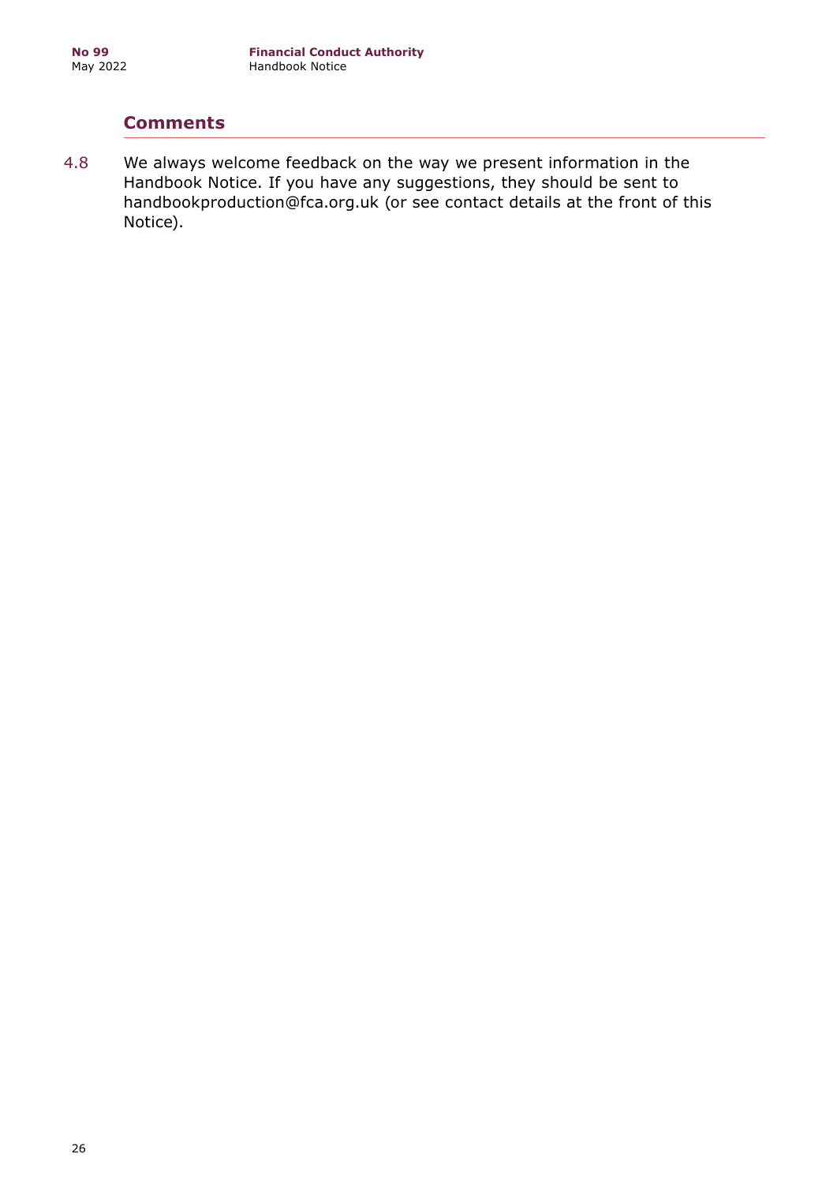## Comments

4.8 We always welcome feedback on the way we present information in the Handbook Notice. If you have any suggestions, they should be sent to handbookproduction@fca.org.uk (or see contact details at the front of this Notice).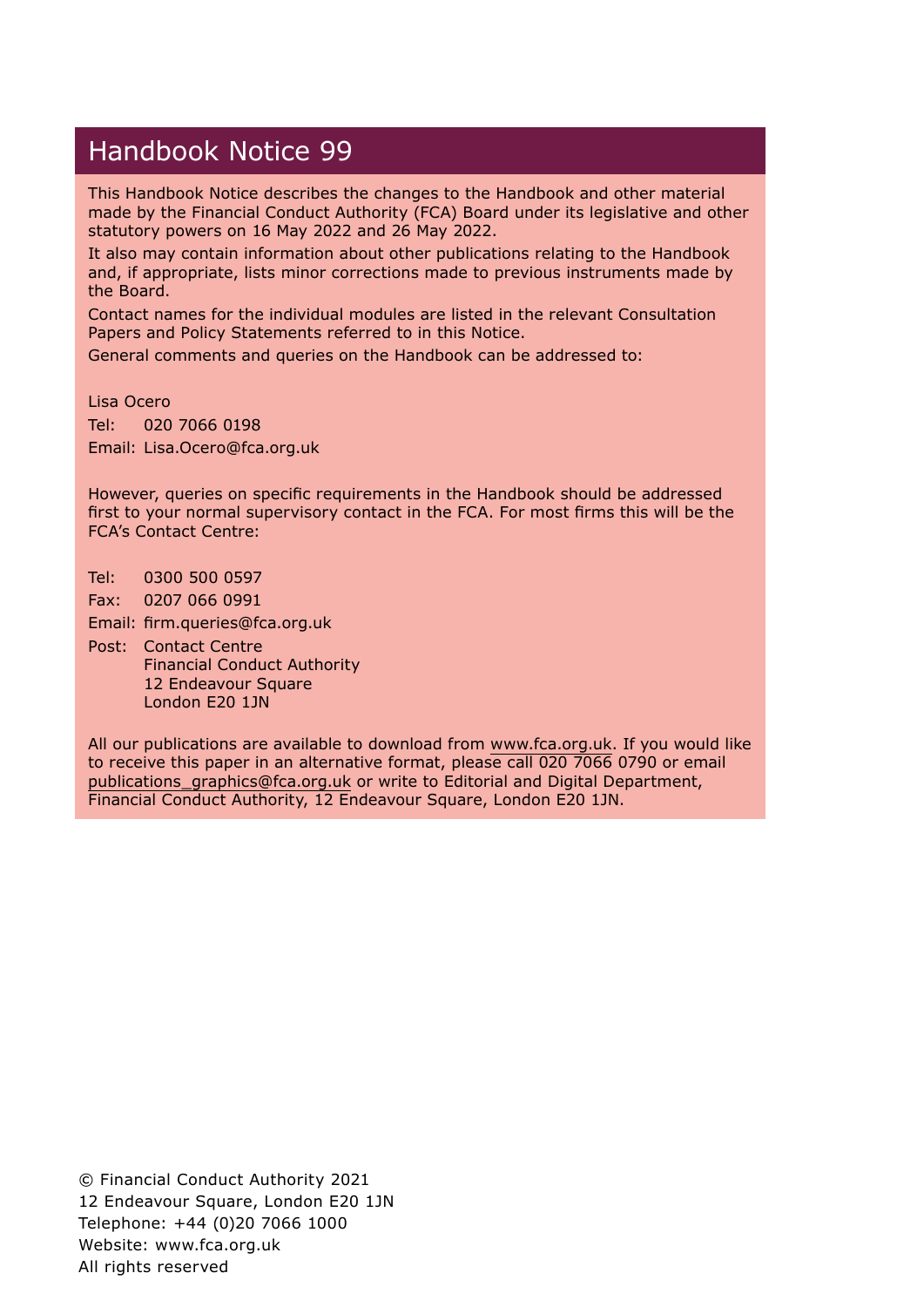# Handbook Notice 99

This Handbook Notice describes the changes to the Handbook and other material made by the Financial Conduct Authority (FCA) Board under its legislative and other statutory powers on 16 May 2022 and 26 May 2022.

It also may contain information about other publications relating to the Handbook and, if appropriate, lists minor corrections made to previous instruments made by the Board.

Contact names for the individual modules are listed in the relevant Consultation Papers and Policy Statements referred to in this Notice.

General comments and queries on the Handbook can be addressed to:

Lisa Ocero
Tel: 020 7066 0198
Email: Lisa.Ocero@fca.org.uk

However, queries on specific requirements in the Handbook should be addressed first to your normal supervisory contact in the FCA. For most firms this will be the FCA's Contact Centre:

Tel: 0300 500 0597
Fax: 0207 066 0991
Email: firm.queries@fca.org.uk
Post: Contact Centre
Financial Conduct Authority
12 Endeavour Square
London E20 1JN

All our publications are available to download from www.fca.org.uk. If you would like to receive this paper in an alternative format, please call 020 7066 0790 or email publications_graphics@fca.org.uk or write to Editorial and Digital Department, Financial Conduct Authority, 12 Endeavour Square, London E20 1JN.

© Financial Conduct Authority 2021
12 Endeavour Square, London E20 1JN
Telephone: +44 (0)20 7066 1000
Website: www.fca.org.uk
All rights reserved